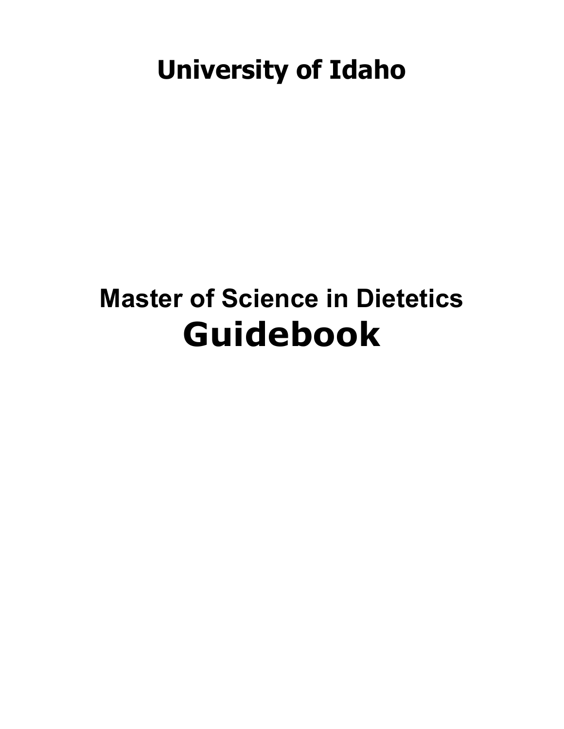# University of Idaho

# Master of Science in Dietetics
# Guidebook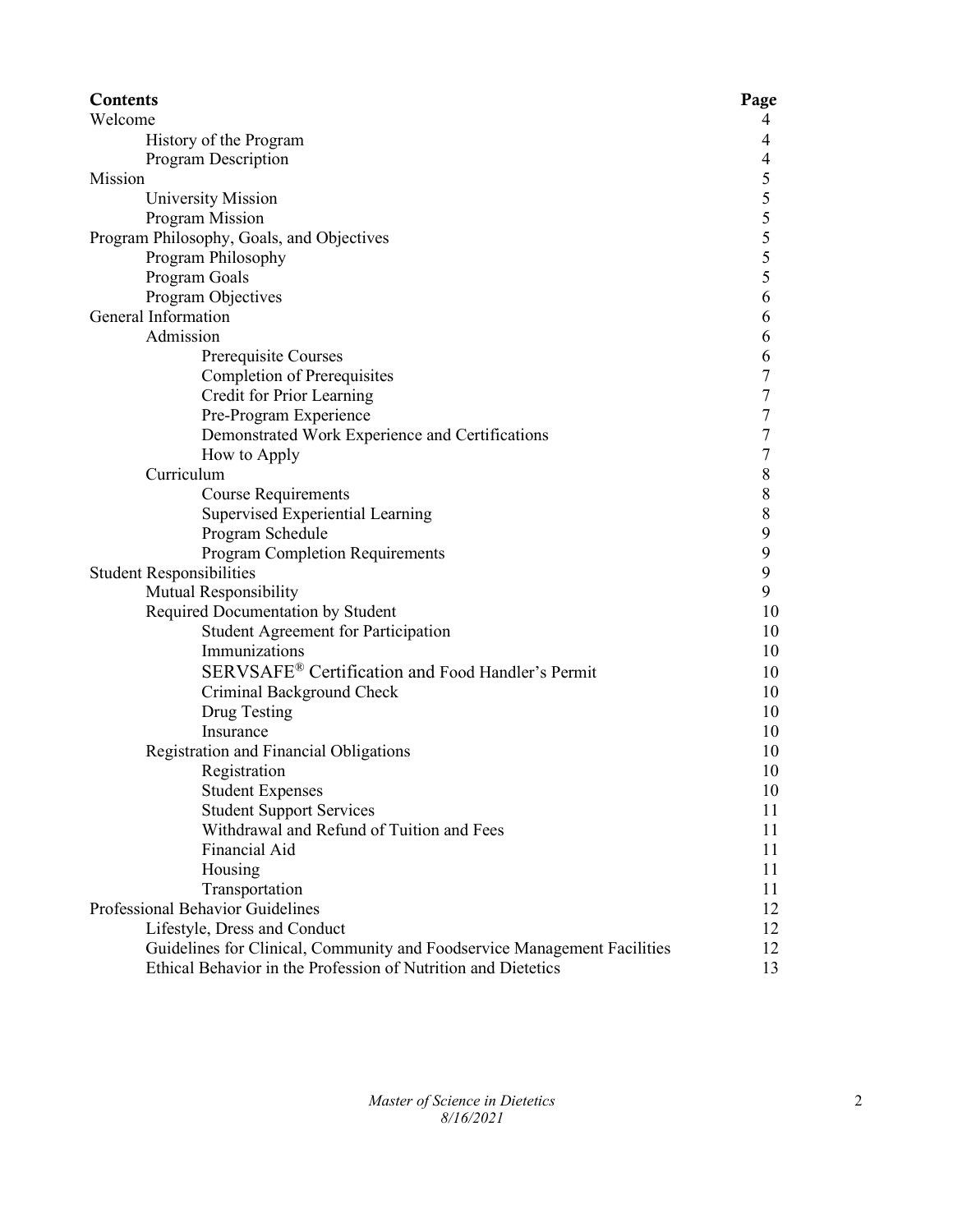| **Contents** | **Page** |
|---|---|
| Welcome | 4 |
| History of the Program | 4 |
| Program Description | 4 |
| Mission | 5 |
| University Mission | 5 |
| Program Mission | 5 |
| Program Philosophy, Goals, and Objectives | 5 |
| Program Philosophy | 5 |
| Program Goals | 5 |
| Program Objectives | 6 |
| General Information | 6 |
| Admission | 6 |
| Prerequisite Courses | 6 |
| Completion of Prerequisites | 7 |
| Credit for Prior Learning | 7 |
| Pre-Program Experience | 7 |
| Demonstrated Work Experience and Certifications | 7 |
| How to Apply | 7 |
| Curriculum | 8 |
| Course Requirements | 8 |
| Supervised Experiential Learning | 8 |
| Program Schedule | 9 |
| Program Completion Requirements | 9 |
| Student Responsibilities | 9 |
| Mutual Responsibility | 9 |
| Required Documentation by Student | 10 |
| Student Agreement for Participation | 10 |
| Immunizations | 10 |
| SERVSAFE® Certification and Food Handler's Permit | 10 |
| Criminal Background Check | 10 |
| Drug Testing | 10 |
| Insurance | 10 |
| Registration and Financial Obligations | 10 |
| Registration | 10 |
| Student Expenses | 10 |
| Student Support Services | 11 |
| Withdrawal and Refund of Tuition and Fees | 11 |
| Financial Aid | 11 |
| Housing | 11 |
| Transportation | 11 |
| Professional Behavior Guidelines | 12 |
| Lifestyle, Dress and Conduct | 12 |
| Guidelines for Clinical, Community and Foodservice Management Facilities | 12 |
| Ethical Behavior in the Profession of Nutrition and Dietetics | 13 |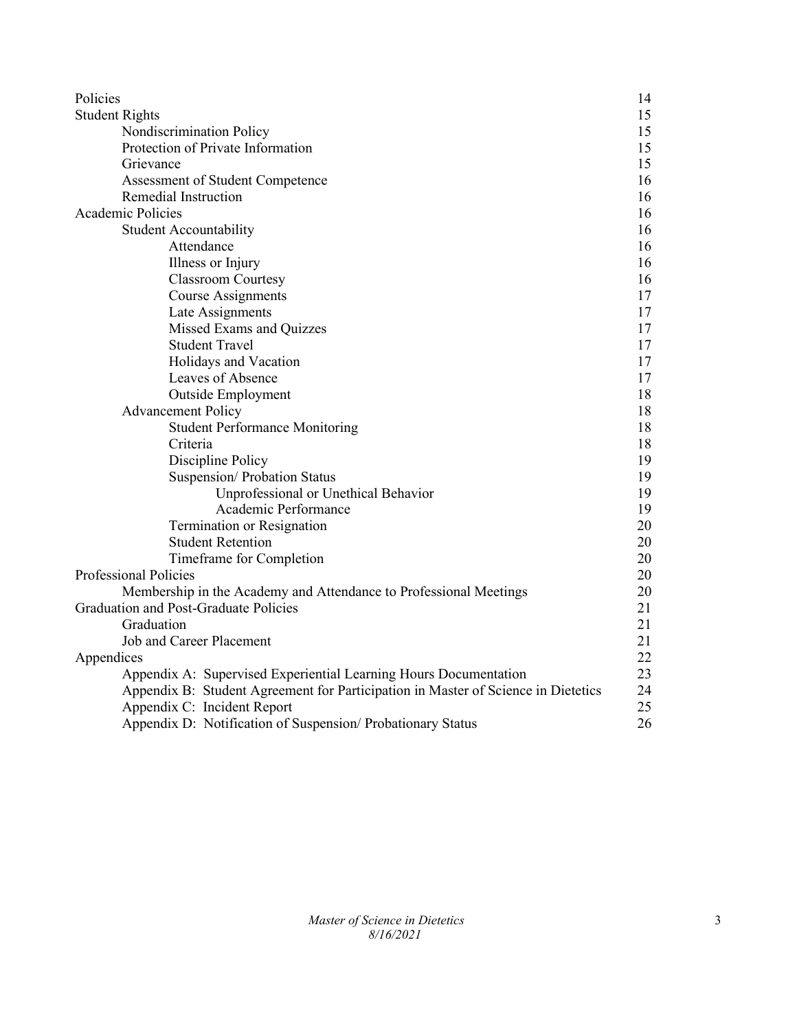| | |
|---|---|
| Policies | 14 |
| Student Rights | 15 |
| &nbsp;&nbsp;&nbsp;&nbsp;Nondiscrimination Policy | 15 |
| &nbsp;&nbsp;&nbsp;&nbsp;Protection of Private Information | 15 |
| &nbsp;&nbsp;&nbsp;&nbsp;Grievance | 15 |
| &nbsp;&nbsp;&nbsp;&nbsp;Assessment of Student Competence | 16 |
| &nbsp;&nbsp;&nbsp;&nbsp;Remedial Instruction | 16 |
| Academic Policies | 16 |
| &nbsp;&nbsp;&nbsp;&nbsp;Student Accountability | 16 |
| &nbsp;&nbsp;&nbsp;&nbsp;&nbsp;&nbsp;&nbsp;&nbsp;Attendance | 16 |
| &nbsp;&nbsp;&nbsp;&nbsp;&nbsp;&nbsp;&nbsp;&nbsp;Illness or Injury | 16 |
| &nbsp;&nbsp;&nbsp;&nbsp;&nbsp;&nbsp;&nbsp;&nbsp;Classroom Courtesy | 16 |
| &nbsp;&nbsp;&nbsp;&nbsp;&nbsp;&nbsp;&nbsp;&nbsp;Course Assignments | 17 |
| &nbsp;&nbsp;&nbsp;&nbsp;&nbsp;&nbsp;&nbsp;&nbsp;Late Assignments | 17 |
| &nbsp;&nbsp;&nbsp;&nbsp;&nbsp;&nbsp;&nbsp;&nbsp;Missed Exams and Quizzes | 17 |
| &nbsp;&nbsp;&nbsp;&nbsp;&nbsp;&nbsp;&nbsp;&nbsp;Student Travel | 17 |
| &nbsp;&nbsp;&nbsp;&nbsp;&nbsp;&nbsp;&nbsp;&nbsp;Holidays and Vacation | 17 |
| &nbsp;&nbsp;&nbsp;&nbsp;&nbsp;&nbsp;&nbsp;&nbsp;Leaves of Absence | 17 |
| &nbsp;&nbsp;&nbsp;&nbsp;&nbsp;&nbsp;&nbsp;&nbsp;Outside Employment | 18 |
| &nbsp;&nbsp;&nbsp;&nbsp;Advancement Policy | 18 |
| &nbsp;&nbsp;&nbsp;&nbsp;&nbsp;&nbsp;&nbsp;&nbsp;Student Performance Monitoring | 18 |
| &nbsp;&nbsp;&nbsp;&nbsp;&nbsp;&nbsp;&nbsp;&nbsp;Criteria | 18 |
| &nbsp;&nbsp;&nbsp;&nbsp;&nbsp;&nbsp;&nbsp;&nbsp;Discipline Policy | 19 |
| &nbsp;&nbsp;&nbsp;&nbsp;&nbsp;&nbsp;&nbsp;&nbsp;Suspension/ Probation Status | 19 |
| &nbsp;&nbsp;&nbsp;&nbsp;&nbsp;&nbsp;&nbsp;&nbsp;&nbsp;&nbsp;&nbsp;&nbsp;Unprofessional or Unethical Behavior | 19 |
| &nbsp;&nbsp;&nbsp;&nbsp;&nbsp;&nbsp;&nbsp;&nbsp;&nbsp;&nbsp;&nbsp;&nbsp;Academic Performance | 19 |
| &nbsp;&nbsp;&nbsp;&nbsp;&nbsp;&nbsp;&nbsp;&nbsp;Termination or Resignation | 20 |
| &nbsp;&nbsp;&nbsp;&nbsp;&nbsp;&nbsp;&nbsp;&nbsp;Student Retention | 20 |
| &nbsp;&nbsp;&nbsp;&nbsp;&nbsp;&nbsp;&nbsp;&nbsp;Timeframe for Completion | 20 |
| Professional Policies | 20 |
| &nbsp;&nbsp;&nbsp;&nbsp;Membership in the Academy and Attendance to Professional Meetings | 20 |
| Graduation and Post-Graduate Policies | 21 |
| &nbsp;&nbsp;&nbsp;&nbsp;Graduation | 21 |
| &nbsp;&nbsp;&nbsp;&nbsp;Job and Career Placement | 21 |
| Appendices | 22 |
| &nbsp;&nbsp;&nbsp;&nbsp;Appendix A: Supervised Experiential Learning Hours Documentation | 23 |
| &nbsp;&nbsp;&nbsp;&nbsp;Appendix B: Student Agreement for Participation in Master of Science in Dietetics | 24 |
| &nbsp;&nbsp;&nbsp;&nbsp;Appendix C: Incident Report | 25 |
| &nbsp;&nbsp;&nbsp;&nbsp;Appendix D: Notification of Suspension/ Probationary Status | 26 |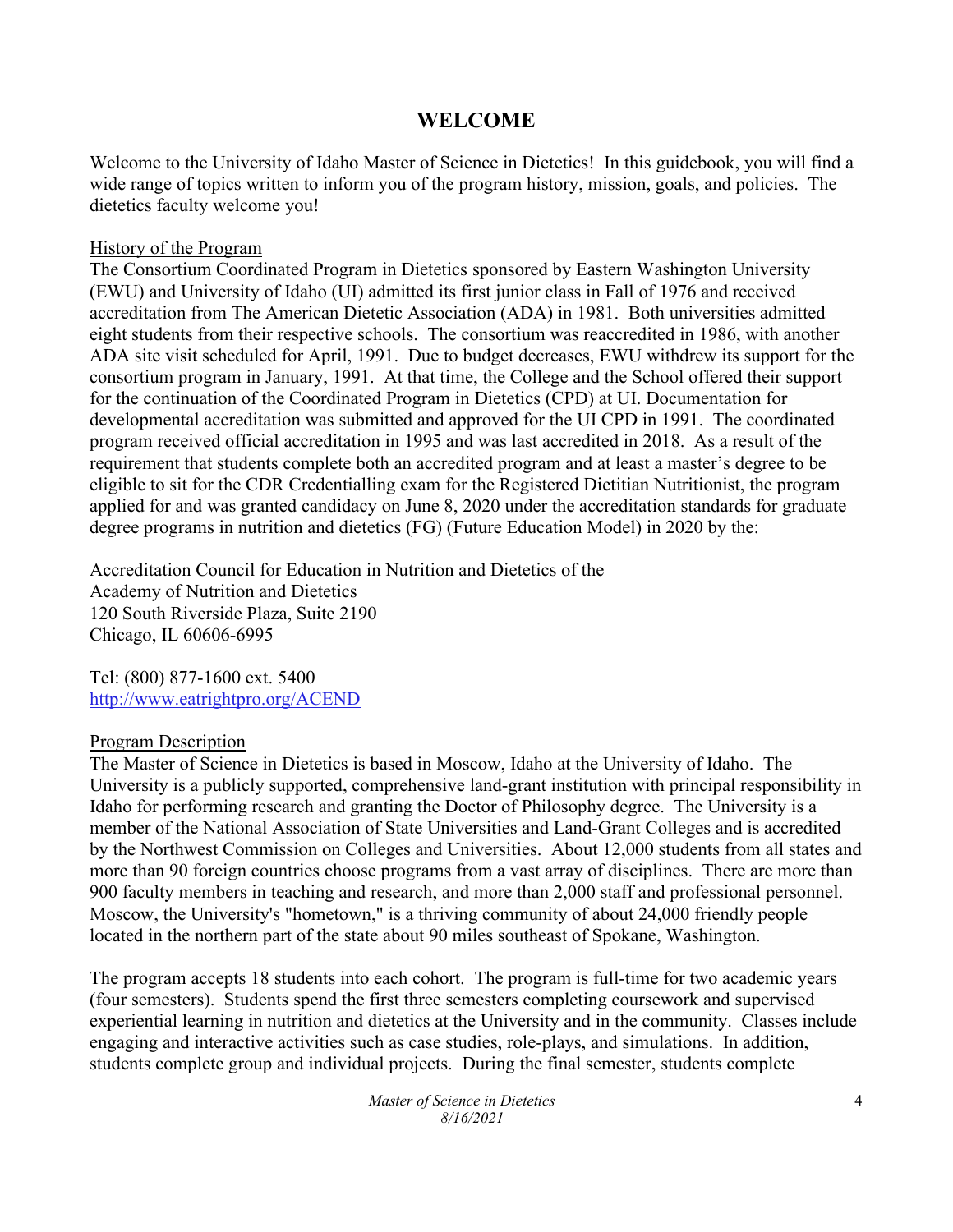# WELCOME

Welcome to the University of Idaho Master of Science in Dietetics! In this guidebook, you will find a wide range of topics written to inform you of the program history, mission, goals, and policies. The dietetics faculty welcome you!

## History of the Program

The Consortium Coordinated Program in Dietetics sponsored by Eastern Washington University (EWU) and University of Idaho (UI) admitted its first junior class in Fall of 1976 and received accreditation from The American Dietetic Association (ADA) in 1981. Both universities admitted eight students from their respective schools. The consortium was reaccredited in 1986, with another ADA site visit scheduled for April, 1991. Due to budget decreases, EWU withdrew its support for the consortium program in January, 1991. At that time, the College and the School offered their support for the continuation of the Coordinated Program in Dietetics (CPD) at UI. Documentation for developmental accreditation was submitted and approved for the UI CPD in 1991. The coordinated program received official accreditation in 1995 and was last accredited in 2018. As a result of the requirement that students complete both an accredited program and at least a master's degree to be eligible to sit for the CDR Credentialling exam for the Registered Dietitian Nutritionist, the program applied for and was granted candidacy on June 8, 2020 under the accreditation standards for graduate degree programs in nutrition and dietetics (FG) (Future Education Model) in 2020 by the:

Accreditation Council for Education in Nutrition and Dietetics of the
Academy of Nutrition and Dietetics
120 South Riverside Plaza, Suite 2190
Chicago, IL 60606-6995

Tel: (800) 877-1600 ext. 5400
http://www.eatrightpro.org/ACEND

## Program Description

The Master of Science in Dietetics is based in Moscow, Idaho at the University of Idaho. The University is a publicly supported, comprehensive land-grant institution with principal responsibility in Idaho for performing research and granting the Doctor of Philosophy degree. The University is a member of the National Association of State Universities and Land-Grant Colleges and is accredited by the Northwest Commission on Colleges and Universities. About 12,000 students from all states and more than 90 foreign countries choose programs from a vast array of disciplines. There are more than 900 faculty members in teaching and research, and more than 2,000 staff and professional personnel. Moscow, the University's "hometown," is a thriving community of about 24,000 friendly people located in the northern part of the state about 90 miles southeast of Spokane, Washington.

The program accepts 18 students into each cohort. The program is full-time for two academic years (four semesters). Students spend the first three semesters completing coursework and supervised experiential learning in nutrition and dietetics at the University and in the community. Classes include engaging and interactive activities such as case studies, role-plays, and simulations. In addition, students complete group and individual projects. During the final semester, students complete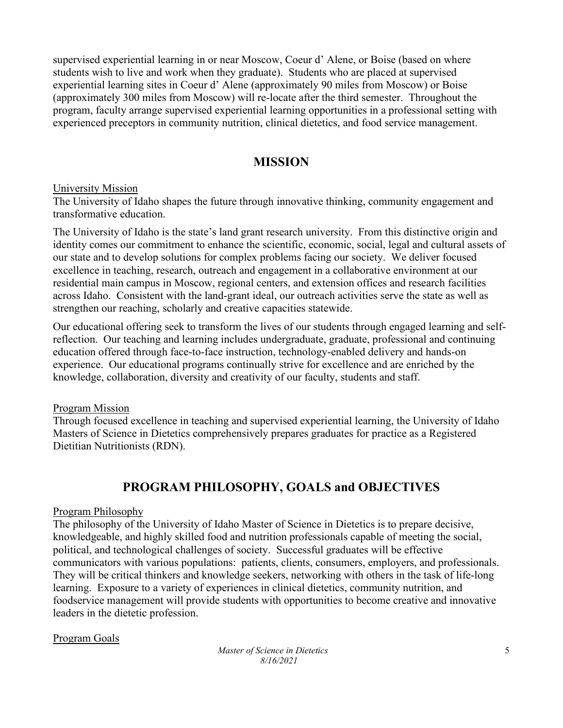supervised experiential learning in or near Moscow, Coeur d' Alene, or Boise (based on where students wish to live and work when they graduate). Students who are placed at supervised experiential learning sites in Coeur d' Alene (approximately 90 miles from Moscow) or Boise (approximately 300 miles from Moscow) will re-locate after the third semester. Throughout the program, faculty arrange supervised experiential learning opportunities in a professional setting with experienced preceptors in community nutrition, clinical dietetics, and food service management.

## MISSION

University Mission

The University of Idaho shapes the future through innovative thinking, community engagement and transformative education.

The University of Idaho is the state's land grant research university. From this distinctive origin and identity comes our commitment to enhance the scientific, economic, social, legal and cultural assets of our state and to develop solutions for complex problems facing our society. We deliver focused excellence in teaching, research, outreach and engagement in a collaborative environment at our residential main campus in Moscow, regional centers, and extension offices and research facilities across Idaho. Consistent with the land-grant ideal, our outreach activities serve the state as well as strengthen our reaching, scholarly and creative capacities statewide.

Our educational offering seek to transform the lives of our students through engaged learning and self-reflection. Our teaching and learning includes undergraduate, graduate, professional and continuing education offered through face-to-face instruction, technology-enabled delivery and hands-on experience. Our educational programs continually strive for excellence and are enriched by the knowledge, collaboration, diversity and creativity of our faculty, students and staff.

Program Mission

Through focused excellence in teaching and supervised experiential learning, the University of Idaho Masters of Science in Dietetics comprehensively prepares graduates for practice as a Registered Dietitian Nutritionists (RDN).

## PROGRAM PHILOSOPHY, GOALS and OBJECTIVES

Program Philosophy

The philosophy of the University of Idaho Master of Science in Dietetics is to prepare decisive, knowledgeable, and highly skilled food and nutrition professionals capable of meeting the social, political, and technological challenges of society. Successful graduates will be effective communicators with various populations: patients, clients, consumers, employers, and professionals. They will be critical thinkers and knowledge seekers, networking with others in the task of life-long learning. Exposure to a variety of experiences in clinical dietetics, community nutrition, and foodservice management will provide students with opportunities to become creative and innovative leaders in the dietetic profession.

Program Goals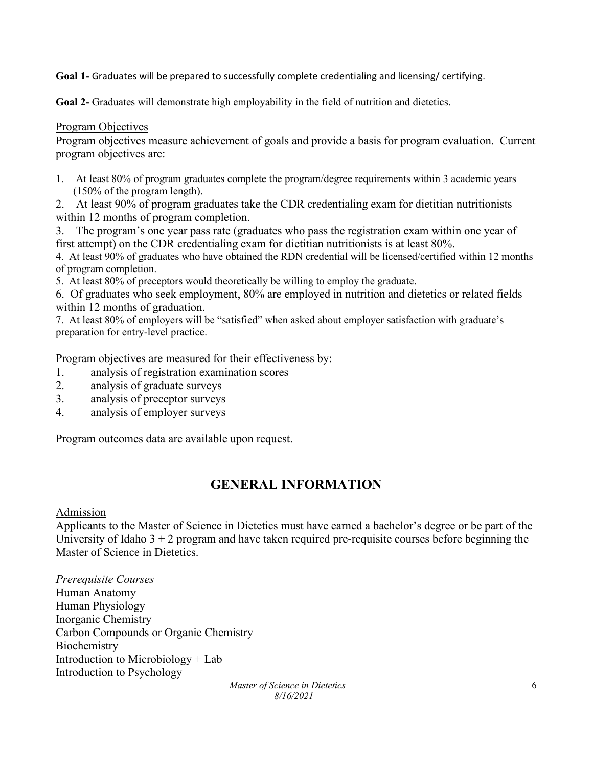**Goal 1-** Graduates will be prepared to successfully complete credentialing and licensing/ certifying.

**Goal 2-** Graduates will demonstrate high employability in the field of nutrition and dietetics.

Program Objectives

Program objectives measure achievement of goals and provide a basis for program evaluation. Current program objectives are:

1. At least 80% of program graduates complete the program/degree requirements within 3 academic years (150% of the program length).
2. At least 90% of program graduates take the CDR credentialing exam for dietitian nutritionists within 12 months of program completion.
3. The program's one year pass rate (graduates who pass the registration exam within one year of first attempt) on the CDR credentialing exam for dietitian nutritionists is at least 80%.
4. At least 90% of graduates who have obtained the RDN credential will be licensed/certified within 12 months of program completion.
5. At least 80% of preceptors would theoretically be willing to employ the graduate.
6. Of graduates who seek employment, 80% are employed in nutrition and dietetics or related fields within 12 months of graduation.
7. At least 80% of employers will be "satisfied" when asked about employer satisfaction with graduate's preparation for entry-level practice.

Program objectives are measured for their effectiveness by:

1. analysis of registration examination scores
2. analysis of graduate surveys
3. analysis of preceptor surveys
4. analysis of employer surveys

Program outcomes data are available upon request.

# GENERAL INFORMATION

Admission

Applicants to the Master of Science in Dietetics must have earned a bachelor's degree or be part of the University of Idaho 3 + 2 program and have taken required pre-requisite courses before beginning the Master of Science in Dietetics.

*Prerequisite Courses*

Human Anatomy
Human Physiology
Inorganic Chemistry
Carbon Compounds or Organic Chemistry
Biochemistry
Introduction to Microbiology + Lab
Introduction to Psychology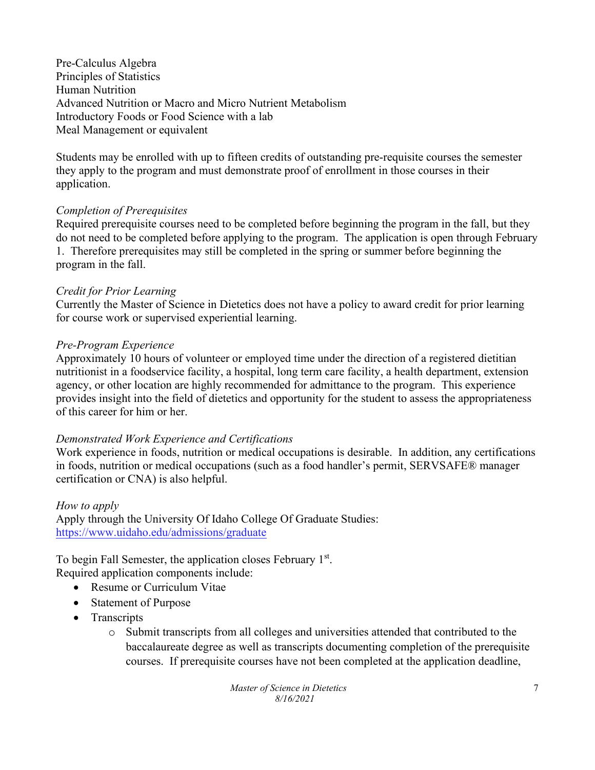Pre-Calculus Algebra
Principles of Statistics
Human Nutrition
Advanced Nutrition or Macro and Micro Nutrient Metabolism
Introductory Foods or Food Science with a lab
Meal Management or equivalent

Students may be enrolled with up to fifteen credits of outstanding pre-requisite courses the semester they apply to the program and must demonstrate proof of enrollment in those courses in their application.

*Completion of Prerequisites*

Required prerequisite courses need to be completed before beginning the program in the fall, but they do not need to be completed before applying to the program. The application is open through February 1. Therefore prerequisites may still be completed in the spring or summer before beginning the program in the fall.

*Credit for Prior Learning*

Currently the Master of Science in Dietetics does not have a policy to award credit for prior learning for course work or supervised experiential learning.

*Pre-Program Experience*

Approximately 10 hours of volunteer or employed time under the direction of a registered dietitian nutritionist in a foodservice facility, a hospital, long term care facility, a health department, extension agency, or other location are highly recommended for admittance to the program. This experience provides insight into the field of dietetics and opportunity for the student to assess the appropriateness of this career for him or her.

*Demonstrated Work Experience and Certifications*

Work experience in foods, nutrition or medical occupations is desirable. In addition, any certifications in foods, nutrition or medical occupations (such as a food handler's permit, SERVSAFE® manager certification or CNA) is also helpful.

*How to apply*

Apply through the University Of Idaho College Of Graduate Studies: [https://www.uidaho.edu/admissions/graduate](https://www.uidaho.edu/admissions/graduate)

To begin Fall Semester, the application closes February 1st.
Required application components include:

- Resume or Curriculum Vitae
- Statement of Purpose
- Transcripts
  - Submit transcripts from all colleges and universities attended that contributed to the baccalaureate degree as well as transcripts documenting completion of the prerequisite courses. If prerequisite courses have not been completed at the application deadline,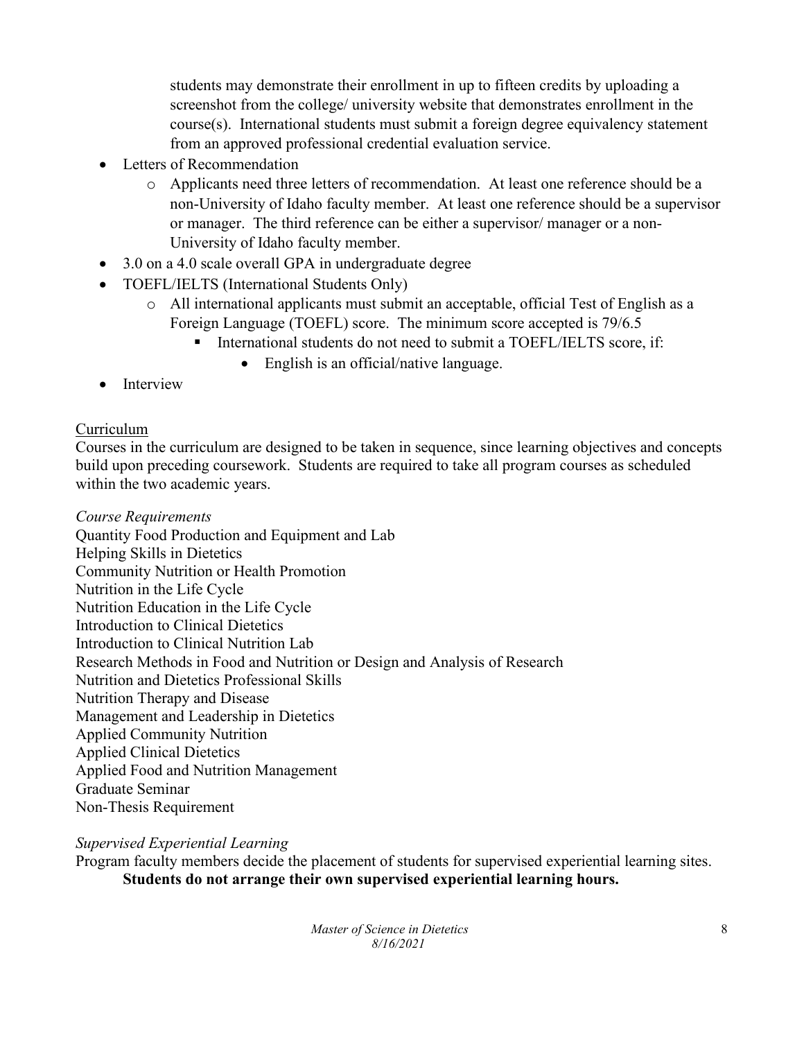students may demonstrate their enrollment in up to fifteen credits by uploading a screenshot from the college/ university website that demonstrates enrollment in the course(s). International students must submit a foreign degree equivalency statement from an approved professional credential evaluation service.

- Letters of Recommendation
  - Applicants need three letters of recommendation. At least one reference should be a non-University of Idaho faculty member. At least one reference should be a supervisor or manager. The third reference can be either a supervisor/ manager or a non-University of Idaho faculty member.
- 3.0 on a 4.0 scale overall GPA in undergraduate degree
- TOEFL/IELTS (International Students Only)
  - All international applicants must submit an acceptable, official Test of English as a Foreign Language (TOEFL) score. The minimum score accepted is 79/6.5
    - International students do not need to submit a TOEFL/IELTS score, if:
      - English is an official/native language.
- Interview

## Curriculum

Courses in the curriculum are designed to be taken in sequence, since learning objectives and concepts build upon preceding coursework. Students are required to take all program courses as scheduled within the two academic years.

*Course Requirements*

Quantity Food Production and Equipment and Lab
Helping Skills in Dietetics
Community Nutrition or Health Promotion
Nutrition in the Life Cycle
Nutrition Education in the Life Cycle
Introduction to Clinical Dietetics
Introduction to Clinical Nutrition Lab
Research Methods in Food and Nutrition or Design and Analysis of Research
Nutrition and Dietetics Professional Skills
Nutrition Therapy and Disease
Management and Leadership in Dietetics
Applied Community Nutrition
Applied Clinical Dietetics
Applied Food and Nutrition Management
Graduate Seminar
Non-Thesis Requirement

*Supervised Experiential Learning*

Program faculty members decide the placement of students for supervised experiential learning sites.

**Students do not arrange their own supervised experiential learning hours.**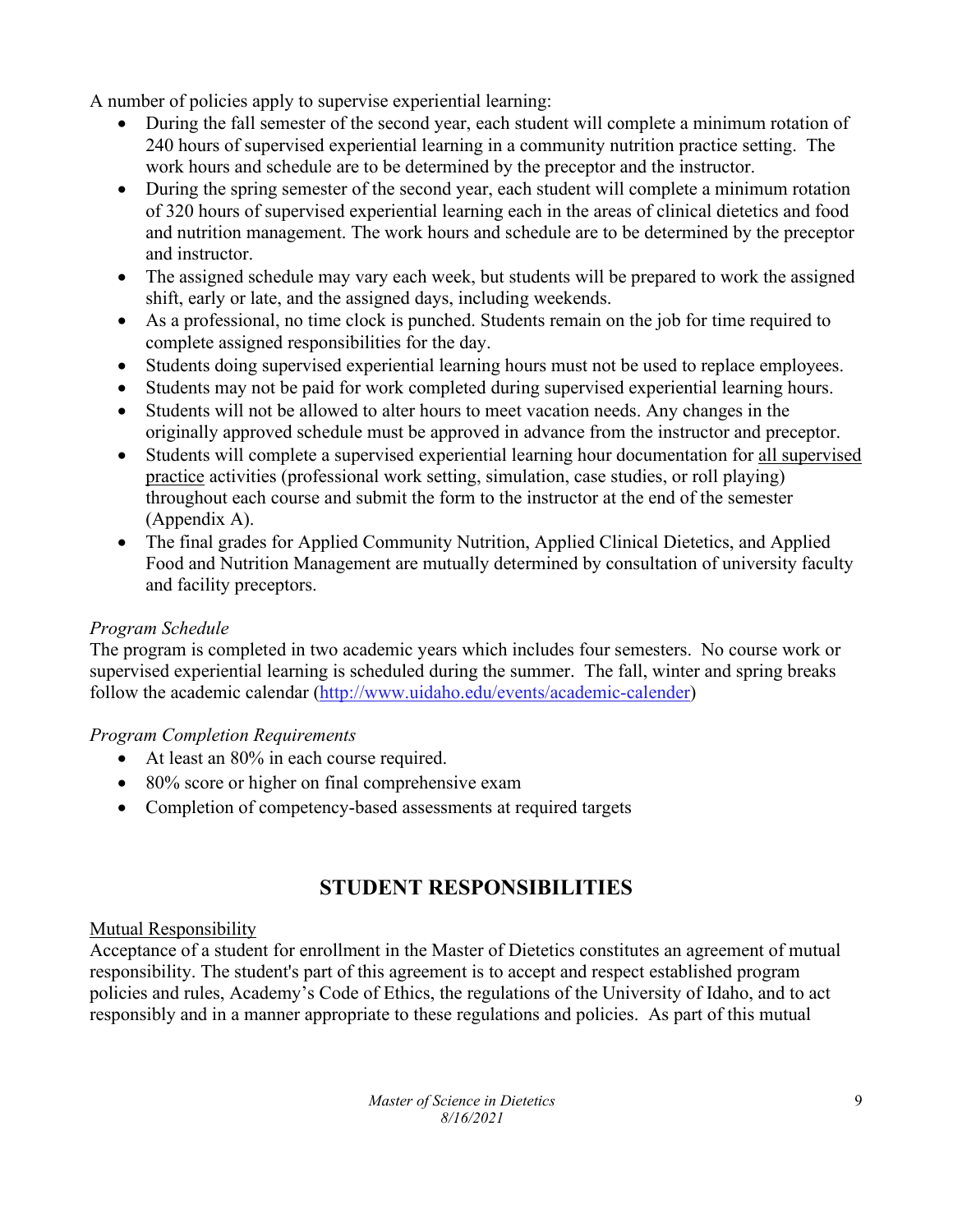A number of policies apply to supervise experiential learning:

- During the fall semester of the second year, each student will complete a minimum rotation of 240 hours of supervised experiential learning in a community nutrition practice setting. The work hours and schedule are to be determined by the preceptor and the instructor.
- During the spring semester of the second year, each student will complete a minimum rotation of 320 hours of supervised experiential learning each in the areas of clinical dietetics and food and nutrition management. The work hours and schedule are to be determined by the preceptor and instructor.
- The assigned schedule may vary each week, but students will be prepared to work the assigned shift, early or late, and the assigned days, including weekends.
- As a professional, no time clock is punched. Students remain on the job for time required to complete assigned responsibilities for the day.
- Students doing supervised experiential learning hours must not be used to replace employees.
- Students may not be paid for work completed during supervised experiential learning hours.
- Students will not be allowed to alter hours to meet vacation needs. Any changes in the originally approved schedule must be approved in advance from the instructor and preceptor.
- Students will complete a supervised experiential learning hour documentation for <u>all supervised practice</u> activities (professional work setting, simulation, case studies, or roll playing) throughout each course and submit the form to the instructor at the end of the semester (Appendix A).
- The final grades for Applied Community Nutrition, Applied Clinical Dietetics, and Applied Food and Nutrition Management are mutually determined by consultation of university faculty and facility preceptors.

*Program Schedule*

The program is completed in two academic years which includes four semesters. No course work or supervised experiential learning is scheduled during the summer. The fall, winter and spring breaks follow the academic calendar (http://www.uidaho.edu/events/academic-calender)

*Program Completion Requirements*

- At least an 80% in each course required.
- 80% score or higher on final comprehensive exam
- Completion of competency-based assessments at required targets

## STUDENT RESPONSIBILITIES

<u>Mutual Responsibility</u>

Acceptance of a student for enrollment in the Master of Dietetics constitutes an agreement of mutual responsibility. The student's part of this agreement is to accept and respect established program policies and rules, Academy's Code of Ethics, the regulations of the University of Idaho, and to act responsibly and in a manner appropriate to these regulations and policies. As part of this mutual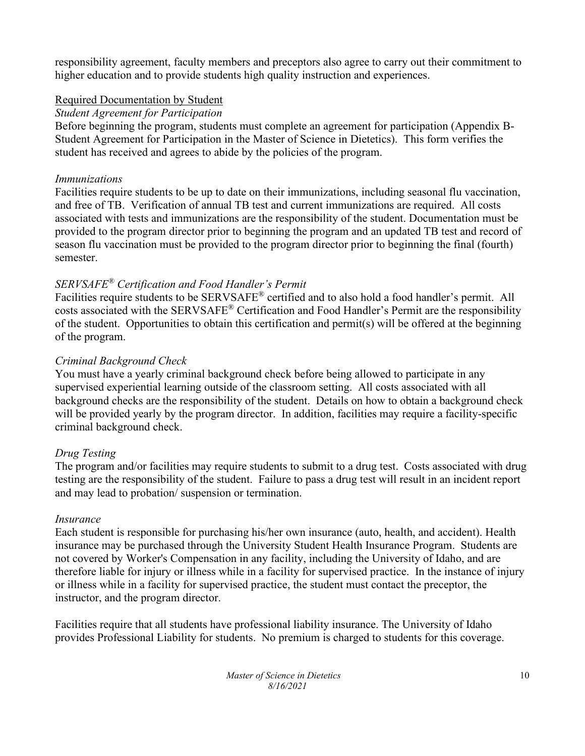responsibility agreement, faculty members and preceptors also agree to carry out their commitment to higher education and to provide students high quality instruction and experiences.

## Required Documentation by Student

### *Student Agreement for Participation*

Before beginning the program, students must complete an agreement for participation (Appendix B-Student Agreement for Participation in the Master of Science in Dietetics). This form verifies the student has received and agrees to abide by the policies of the program.

### *Immunizations*

Facilities require students to be up to date on their immunizations, including seasonal flu vaccination, and free of TB. Verification of annual TB test and current immunizations are required. All costs associated with tests and immunizations are the responsibility of the student. Documentation must be provided to the program director prior to beginning the program and an updated TB test and record of season flu vaccination must be provided to the program director prior to beginning the final (fourth) semester.

### *SERVSAFE® Certification and Food Handler's Permit*

Facilities require students to be SERVSAFE® certified and to also hold a food handler's permit. All costs associated with the SERVSAFE® Certification and Food Handler's Permit are the responsibility of the student. Opportunities to obtain this certification and permit(s) will be offered at the beginning of the program.

### *Criminal Background Check*

You must have a yearly criminal background check before being allowed to participate in any supervised experiential learning outside of the classroom setting. All costs associated with all background checks are the responsibility of the student. Details on how to obtain a background check will be provided yearly by the program director. In addition, facilities may require a facility-specific criminal background check.

### *Drug Testing*

The program and/or facilities may require students to submit to a drug test. Costs associated with drug testing are the responsibility of the student. Failure to pass a drug test will result in an incident report and may lead to probation/ suspension or termination.

### *Insurance*

Each student is responsible for purchasing his/her own insurance (auto, health, and accident). Health insurance may be purchased through the University Student Health Insurance Program. Students are not covered by Worker's Compensation in any facility, including the University of Idaho, and are therefore liable for injury or illness while in a facility for supervised practice. In the instance of injury or illness while in a facility for supervised practice, the student must contact the preceptor, the instructor, and the program director.

Facilities require that all students have professional liability insurance. The University of Idaho provides Professional Liability for students. No premium is charged to students for this coverage.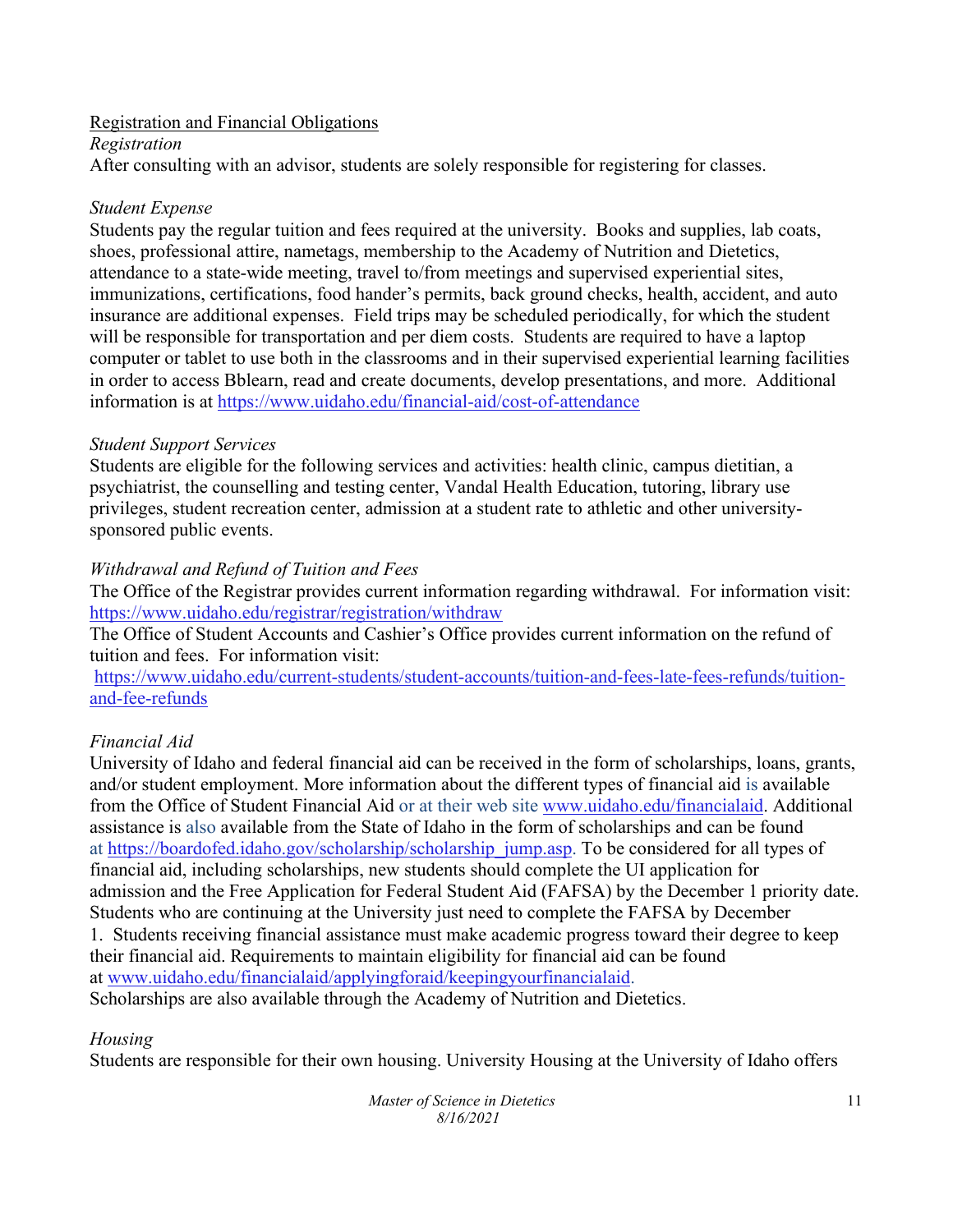## Registration and Financial Obligations

*Registration*

After consulting with an advisor, students are solely responsible for registering for classes.

*Student Expense*

Students pay the regular tuition and fees required at the university. Books and supplies, lab coats, shoes, professional attire, nametags, membership to the Academy of Nutrition and Dietetics, attendance to a state-wide meeting, travel to/from meetings and supervised experiential sites, immunizations, certifications, food hander's permits, back ground checks, health, accident, and auto insurance are additional expenses. Field trips may be scheduled periodically, for which the student will be responsible for transportation and per diem costs. Students are required to have a laptop computer or tablet to use both in the classrooms and in their supervised experiential learning facilities in order to access Bblearn, read and create documents, develop presentations, and more. Additional information is at https://www.uidaho.edu/financial-aid/cost-of-attendance

*Student Support Services*

Students are eligible for the following services and activities: health clinic, campus dietitian, a psychiatrist, the counselling and testing center, Vandal Health Education, tutoring, library use privileges, student recreation center, admission at a student rate to athletic and other university-sponsored public events.

*Withdrawal and Refund of Tuition and Fees*

The Office of the Registrar provides current information regarding withdrawal. For information visit: https://www.uidaho.edu/registrar/registration/withdraw

The Office of Student Accounts and Cashier's Office provides current information on the refund of tuition and fees. For information visit:
https://www.uidaho.edu/current-students/student-accounts/tuition-and-fees-late-fees-refunds/tuition-and-fee-refunds

*Financial Aid*

University of Idaho and federal financial aid can be received in the form of scholarships, loans, grants, and/or student employment. More information about the different types of financial aid is available from the Office of Student Financial Aid or at their web site www.uidaho.edu/financialaid. Additional assistance is also available from the State of Idaho in the form of scholarships and can be found at https://boardofed.idaho.gov/scholarship/scholarship_jump.asp. To be considered for all types of financial aid, including scholarships, new students should complete the UI application for admission and the Free Application for Federal Student Aid (FAFSA) by the December 1 priority date. Students who are continuing at the University just need to complete the FAFSA by December 1. Students receiving financial assistance must make academic progress toward their degree to keep their financial aid. Requirements to maintain eligibility for financial aid can be found at www.uidaho.edu/financialaid/applyingforaid/keepingyourfinancialaid.
Scholarships are also available through the Academy of Nutrition and Dietetics.

*Housing*

Students are responsible for their own housing. University Housing at the University of Idaho offers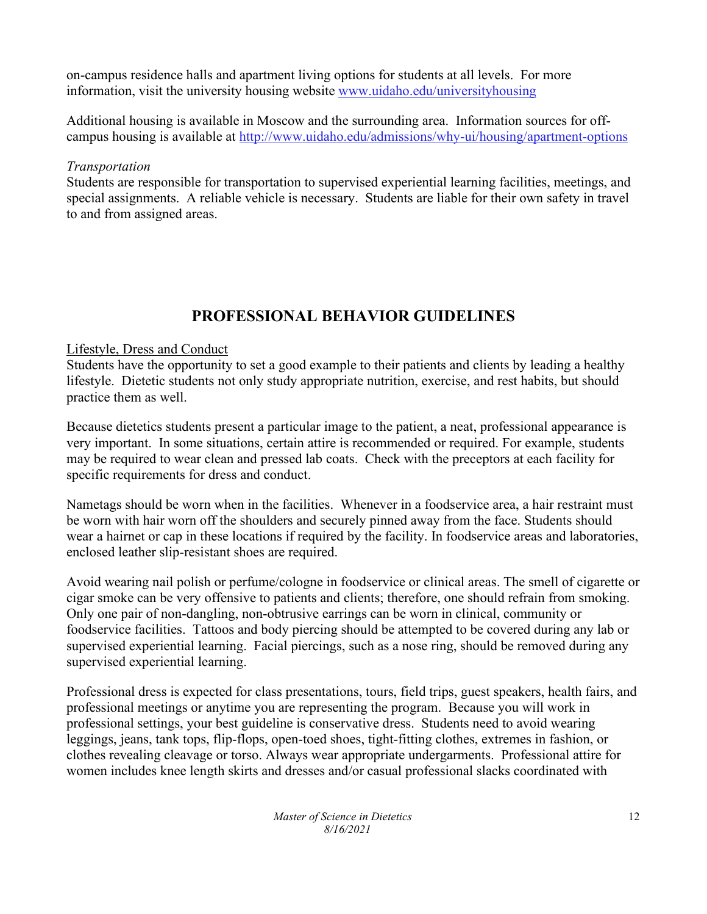on-campus residence halls and apartment living options for students at all levels. For more information, visit the university housing website [www.uidaho.edu/universityhousing](www.uidaho.edu/universityhousing)

Additional housing is available in Moscow and the surrounding area. Information sources for off-campus housing is available at [http://www.uidaho.edu/admissions/why-ui/housing/apartment-options](http://www.uidaho.edu/admissions/why-ui/housing/apartment-options)

*Transportation*

Students are responsible for transportation to supervised experiential learning facilities, meetings, and special assignments. A reliable vehicle is necessary. Students are liable for their own safety in travel to and from assigned areas.

# PROFESSIONAL BEHAVIOR GUIDELINES

<u>Lifestyle, Dress and Conduct</u>

Students have the opportunity to set a good example to their patients and clients by leading a healthy lifestyle. Dietetic students not only study appropriate nutrition, exercise, and rest habits, but should practice them as well.

Because dietetics students present a particular image to the patient, a neat, professional appearance is very important. In some situations, certain attire is recommended or required. For example, students may be required to wear clean and pressed lab coats. Check with the preceptors at each facility for specific requirements for dress and conduct.

Nametags should be worn when in the facilities. Whenever in a foodservice area, a hair restraint must be worn with hair worn off the shoulders and securely pinned away from the face. Students should wear a hairnet or cap in these locations if required by the facility. In foodservice areas and laboratories, enclosed leather slip-resistant shoes are required.

Avoid wearing nail polish or perfume/cologne in foodservice or clinical areas. The smell of cigarette or cigar smoke can be very offensive to patients and clients; therefore, one should refrain from smoking. Only one pair of non-dangling, non-obtrusive earrings can be worn in clinical, community or foodservice facilities. Tattoos and body piercing should be attempted to be covered during any lab or supervised experiential learning. Facial piercings, such as a nose ring, should be removed during any supervised experiential learning.

Professional dress is expected for class presentations, tours, field trips, guest speakers, health fairs, and professional meetings or anytime you are representing the program. Because you will work in professional settings, your best guideline is conservative dress. Students need to avoid wearing leggings, jeans, tank tops, flip-flops, open-toed shoes, tight-fitting clothes, extremes in fashion, or clothes revealing cleavage or torso. Always wear appropriate undergarments. Professional attire for women includes knee length skirts and dresses and/or casual professional slacks coordinated with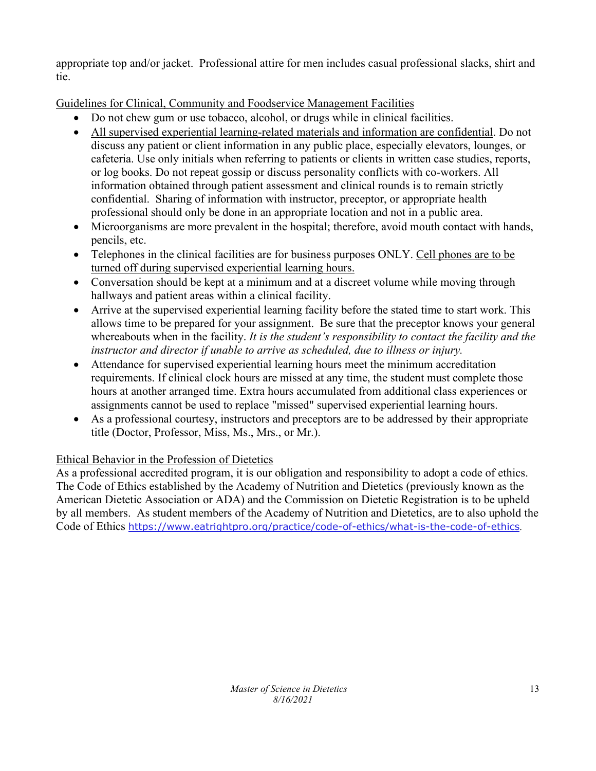appropriate top and/or jacket. Professional attire for men includes casual professional slacks, shirt and tie.

Guidelines for Clinical, Community and Foodservice Management Facilities

- Do not chew gum or use tobacco, alcohol, or drugs while in clinical facilities.
- All supervised experiential learning-related materials and information are confidential. Do not discuss any patient or client information in any public place, especially elevators, lounges, or cafeteria. Use only initials when referring to patients or clients in written case studies, reports, or log books. Do not repeat gossip or discuss personality conflicts with co-workers. All information obtained through patient assessment and clinical rounds is to remain strictly confidential. Sharing of information with instructor, preceptor, or appropriate health professional should only be done in an appropriate location and not in a public area.
- Microorganisms are more prevalent in the hospital; therefore, avoid mouth contact with hands, pencils, etc.
- Telephones in the clinical facilities are for business purposes ONLY. Cell phones are to be turned off during supervised experiential learning hours.
- Conversation should be kept at a minimum and at a discreet volume while moving through hallways and patient areas within a clinical facility.
- Arrive at the supervised experiential learning facility before the stated time to start work. This allows time to be prepared for your assignment. Be sure that the preceptor knows your general whereabouts when in the facility. *It is the student's responsibility to contact the facility and the instructor and director if unable to arrive as scheduled, due to illness or injury.*
- Attendance for supervised experiential learning hours meet the minimum accreditation requirements. If clinical clock hours are missed at any time, the student must complete those hours at another arranged time. Extra hours accumulated from additional class experiences or assignments cannot be used to replace "missed" supervised experiential learning hours.
- As a professional courtesy, instructors and preceptors are to be addressed by their appropriate title (Doctor, Professor, Miss, Ms., Mrs., or Mr.).

Ethical Behavior in the Profession of Dietetics

As a professional accredited program, it is our obligation and responsibility to adopt a code of ethics. The Code of Ethics established by the Academy of Nutrition and Dietetics (previously known as the American Dietetic Association or ADA) and the Commission on Dietetic Registration is to be upheld by all members. As student members of the Academy of Nutrition and Dietetics, are to also uphold the Code of Ethics https://www.eatrightpro.org/practice/code-of-ethics/what-is-the-code-of-ethics.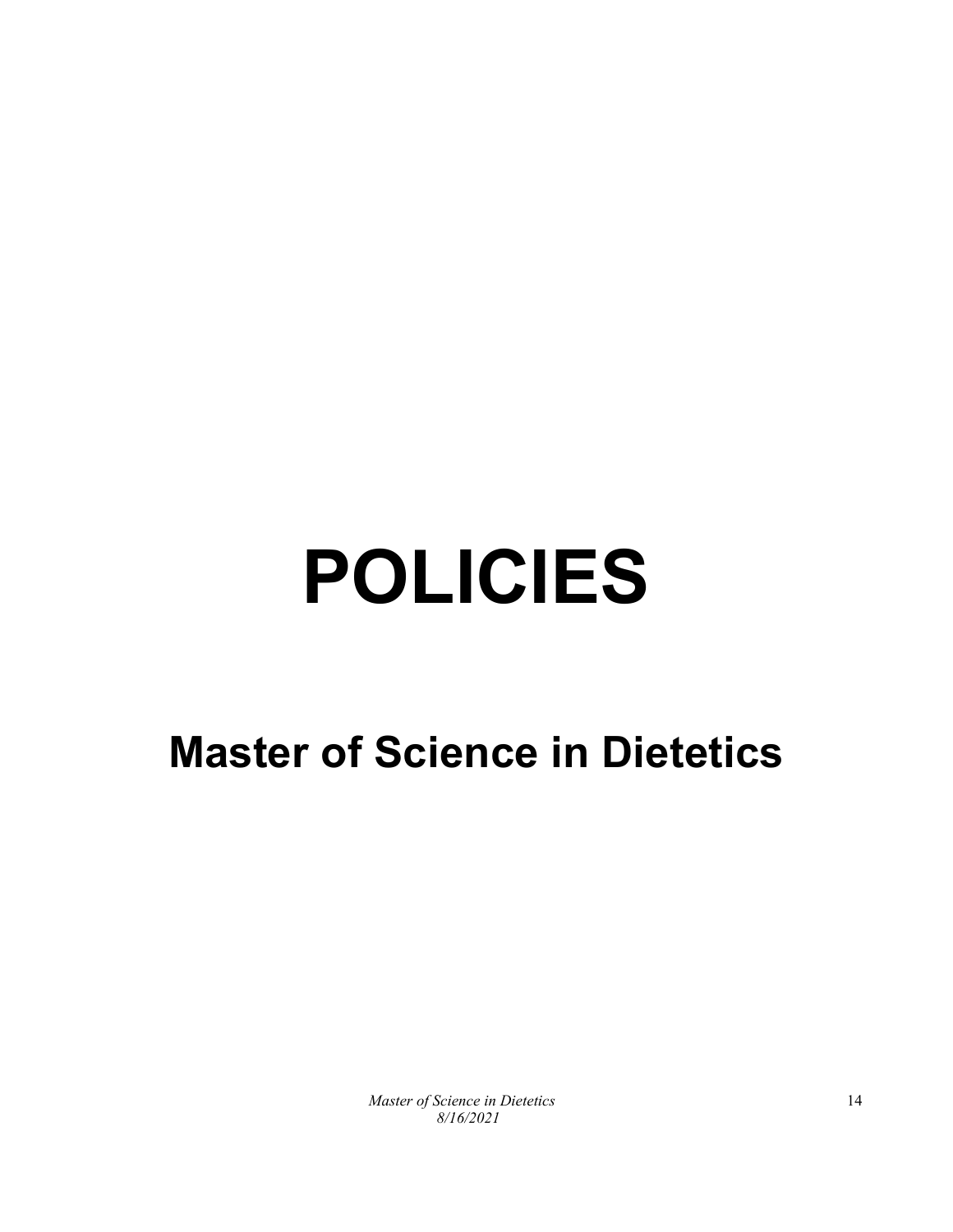# POLICIES

## Master of Science in Dietetics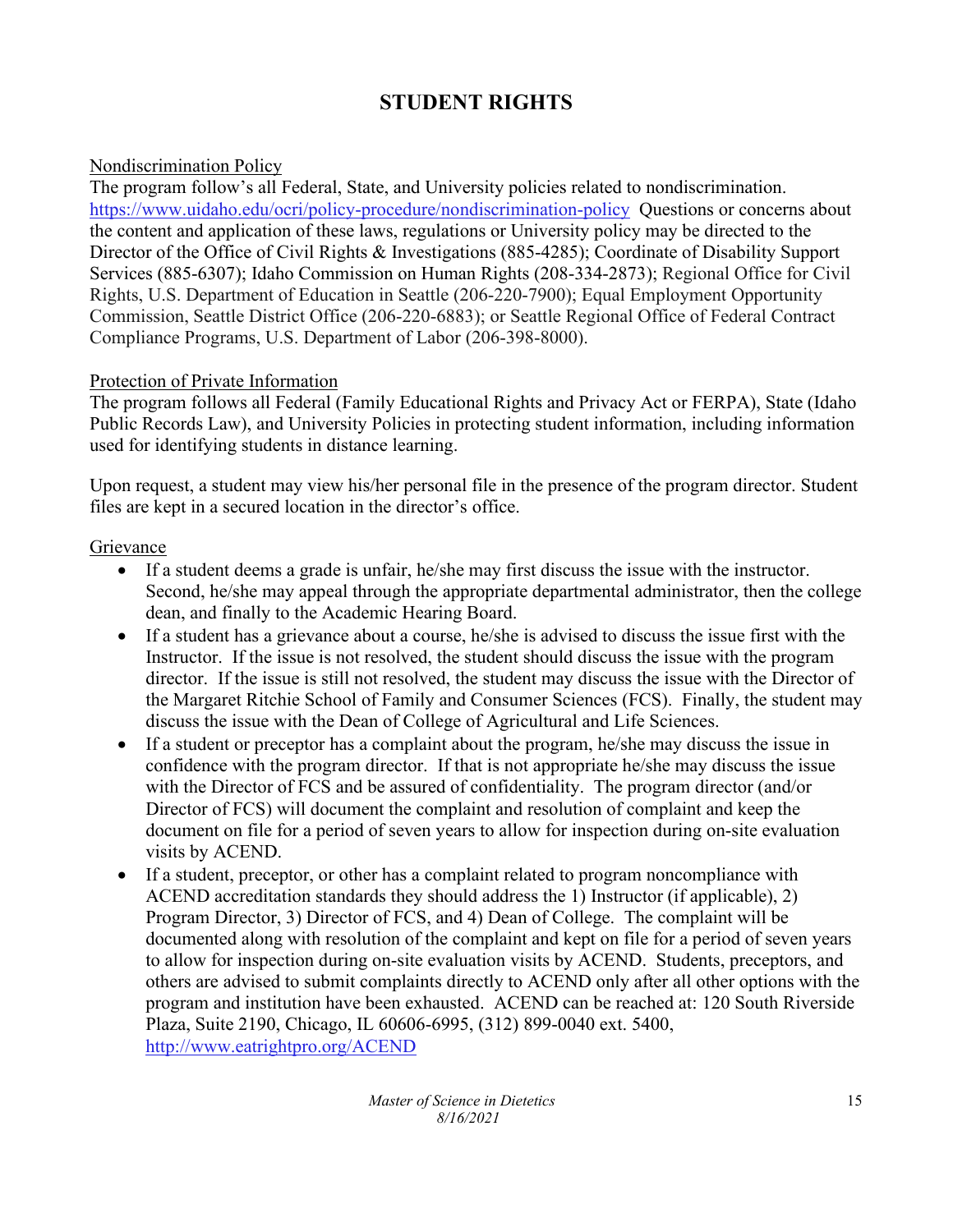# STUDENT RIGHTS

Nondiscrimination Policy

The program follow's all Federal, State, and University policies related to nondiscrimination. https://www.uidaho.edu/ocri/policy-procedure/nondiscrimination-policy Questions or concerns about the content and application of these laws, regulations or University policy may be directed to the Director of the Office of Civil Rights & Investigations (885-4285); Coordinate of Disability Support Services (885-6307); Idaho Commission on Human Rights (208-334-2873); Regional Office for Civil Rights, U.S. Department of Education in Seattle (206-220-7900); Equal Employment Opportunity Commission, Seattle District Office (206-220-6883); or Seattle Regional Office of Federal Contract Compliance Programs, U.S. Department of Labor (206-398-8000).

Protection of Private Information

The program follows all Federal (Family Educational Rights and Privacy Act or FERPA), State (Idaho Public Records Law), and University Policies in protecting student information, including information used for identifying students in distance learning.

Upon request, a student may view his/her personal file in the presence of the program director. Student files are kept in a secured location in the director's office.

Grievance

- If a student deems a grade is unfair, he/she may first discuss the issue with the instructor. Second, he/she may appeal through the appropriate departmental administrator, then the college dean, and finally to the Academic Hearing Board.
- If a student has a grievance about a course, he/she is advised to discuss the issue first with the Instructor. If the issue is not resolved, the student should discuss the issue with the program director. If the issue is still not resolved, the student may discuss the issue with the Director of the Margaret Ritchie School of Family and Consumer Sciences (FCS). Finally, the student may discuss the issue with the Dean of College of Agricultural and Life Sciences.
- If a student or preceptor has a complaint about the program, he/she may discuss the issue in confidence with the program director. If that is not appropriate he/she may discuss the issue with the Director of FCS and be assured of confidentiality. The program director (and/or Director of FCS) will document the complaint and resolution of complaint and keep the document on file for a period of seven years to allow for inspection during on-site evaluation visits by ACEND.
- If a student, preceptor, or other has a complaint related to program noncompliance with ACEND accreditation standards they should address the 1) Instructor (if applicable), 2) Program Director, 3) Director of FCS, and 4) Dean of College. The complaint will be documented along with resolution of the complaint and kept on file for a period of seven years to allow for inspection during on-site evaluation visits by ACEND. Students, preceptors, and others are advised to submit complaints directly to ACEND only after all other options with the program and institution have been exhausted. ACEND can be reached at: 120 South Riverside Plaza, Suite 2190, Chicago, IL 60606-6995, (312) 899-0040 ext. 5400, http://www.eatrightpro.org/ACEND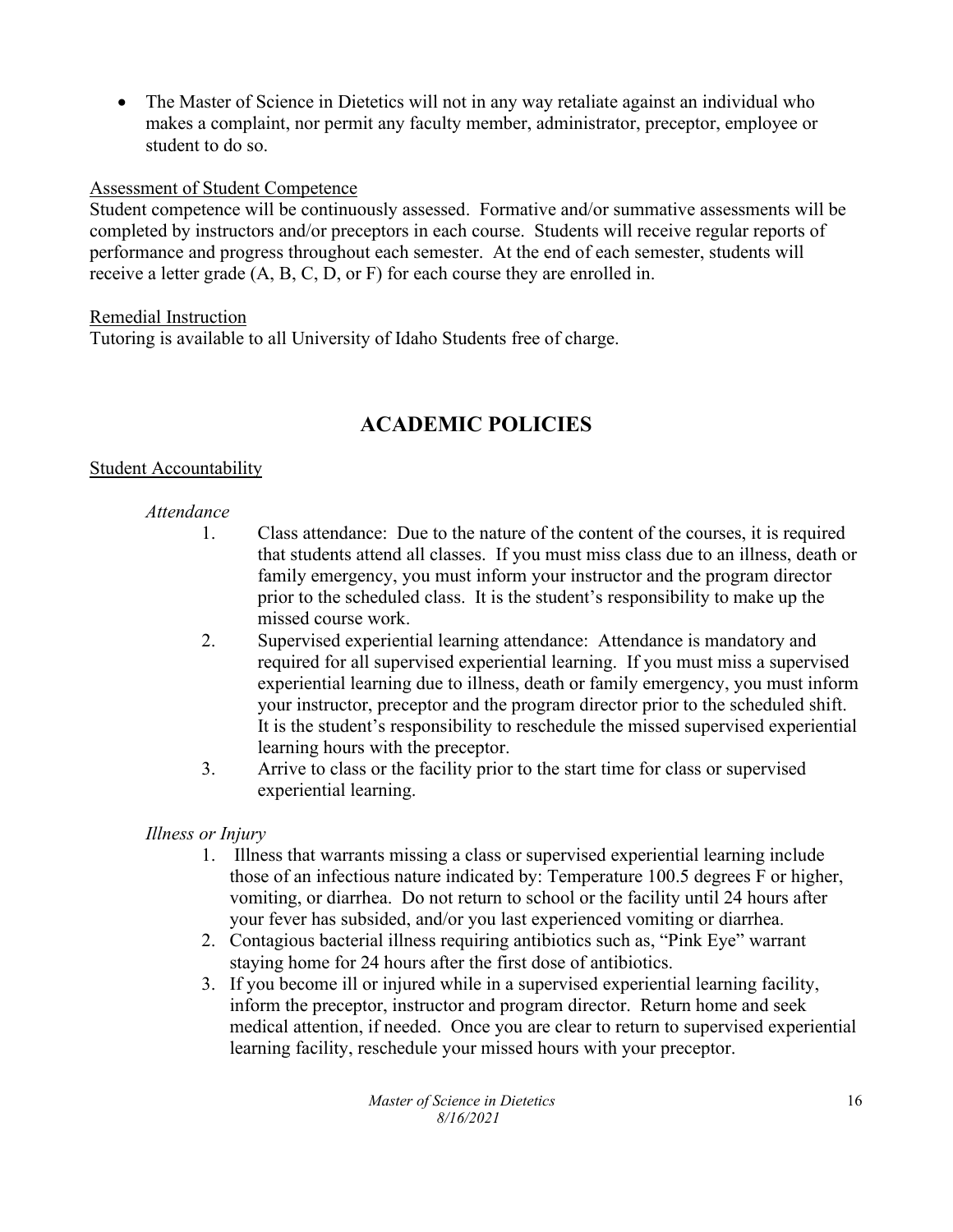- The Master of Science in Dietetics will not in any way retaliate against an individual who makes a complaint, nor permit any faculty member, administrator, preceptor, employee or student to do so.

<u>Assessment of Student Competence</u>

Student competence will be continuously assessed. Formative and/or summative assessments will be completed by instructors and/or preceptors in each course. Students will receive regular reports of performance and progress throughout each semester. At the end of each semester, students will receive a letter grade (A, B, C, D, or F) for each course they are enrolled in.

<u>Remedial Instruction</u>

Tutoring is available to all University of Idaho Students free of charge.

## ACADEMIC POLICIES

<u>Student Accountability</u>

*Attendance*

1. Class attendance: Due to the nature of the content of the courses, it is required that students attend all classes. If you must miss class due to an illness, death or family emergency, you must inform your instructor and the program director prior to the scheduled class. It is the student's responsibility to make up the missed course work.
2. Supervised experiential learning attendance: Attendance is mandatory and required for all supervised experiential learning. If you must miss a supervised experiential learning due to illness, death or family emergency, you must inform your instructor, preceptor and the program director prior to the scheduled shift. It is the student's responsibility to reschedule the missed supervised experiential learning hours with the preceptor.
3. Arrive to class or the facility prior to the start time for class or supervised experiential learning.

*Illness or Injury*

1. Illness that warrants missing a class or supervised experiential learning include those of an infectious nature indicated by: Temperature 100.5 degrees F or higher, vomiting, or diarrhea. Do not return to school or the facility until 24 hours after your fever has subsided, and/or you last experienced vomiting or diarrhea.
2. Contagious bacterial illness requiring antibiotics such as, "Pink Eye" warrant staying home for 24 hours after the first dose of antibiotics.
3. If you become ill or injured while in a supervised experiential learning facility, inform the preceptor, instructor and program director. Return home and seek medical attention, if needed. Once you are clear to return to supervised experiential learning facility, reschedule your missed hours with your preceptor.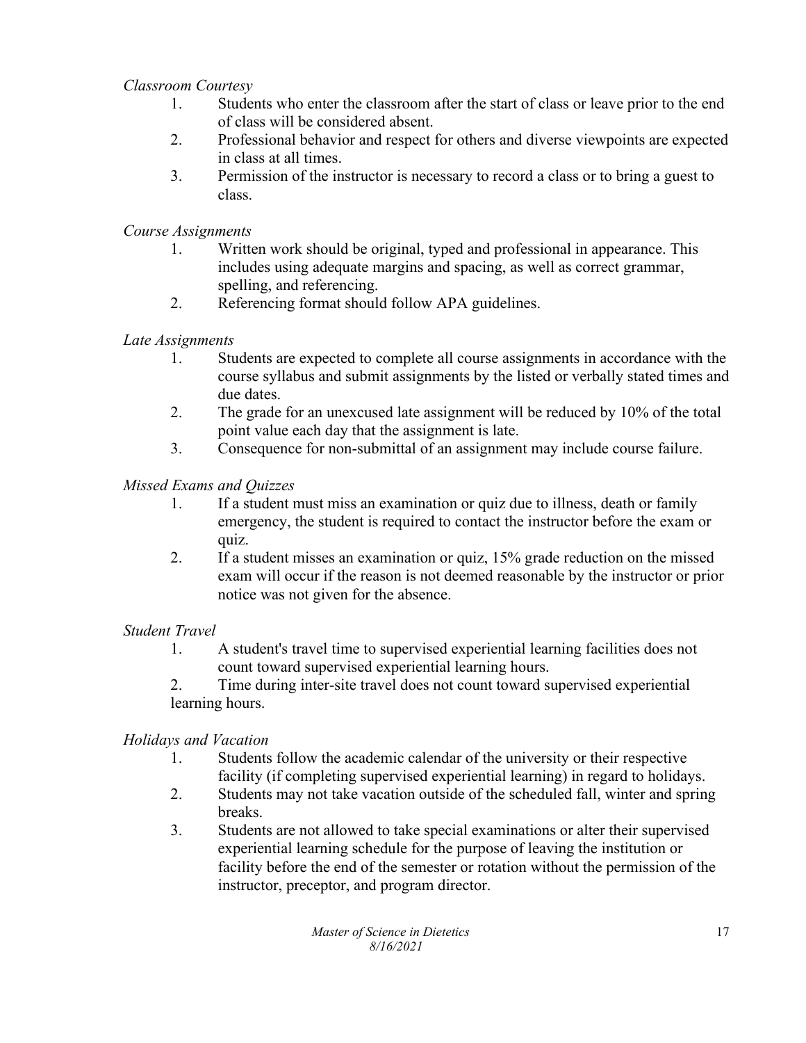*Classroom Courtesy*

1. Students who enter the classroom after the start of class or leave prior to the end of class will be considered absent.
2. Professional behavior and respect for others and diverse viewpoints are expected in class at all times.
3. Permission of the instructor is necessary to record a class or to bring a guest to class.

*Course Assignments*

1. Written work should be original, typed and professional in appearance. This includes using adequate margins and spacing, as well as correct grammar, spelling, and referencing.
2. Referencing format should follow APA guidelines.

*Late Assignments*

1. Students are expected to complete all course assignments in accordance with the course syllabus and submit assignments by the listed or verbally stated times and due dates.
2. The grade for an unexcused late assignment will be reduced by 10% of the total point value each day that the assignment is late.
3. Consequence for non-submittal of an assignment may include course failure.

*Missed Exams and Quizzes*

1. If a student must miss an examination or quiz due to illness, death or family emergency, the student is required to contact the instructor before the exam or quiz.
2. If a student misses an examination or quiz, 15% grade reduction on the missed exam will occur if the reason is not deemed reasonable by the instructor or prior notice was not given for the absence.

*Student Travel*

1. A student's travel time to supervised experiential learning facilities does not count toward supervised experiential learning hours.
2. Time during inter-site travel does not count toward supervised experiential learning hours.

*Holidays and Vacation*

1. Students follow the academic calendar of the university or their respective facility (if completing supervised experiential learning) in regard to holidays.
2. Students may not take vacation outside of the scheduled fall, winter and spring breaks.
3. Students are not allowed to take special examinations or alter their supervised experiential learning schedule for the purpose of leaving the institution or facility before the end of the semester or rotation without the permission of the instructor, preceptor, and program director.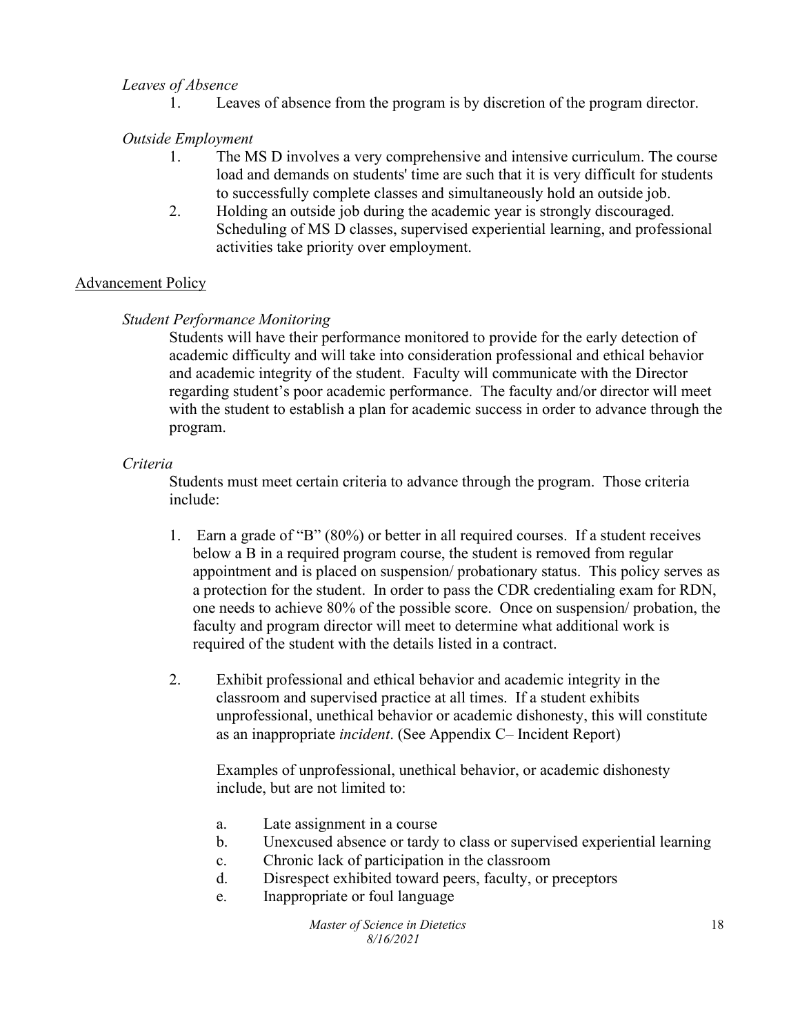*Leaves of Absence*

1. Leaves of absence from the program is by discretion of the program director.

*Outside Employment*

1. The MS D involves a very comprehensive and intensive curriculum. The course load and demands on students' time are such that it is very difficult for students to successfully complete classes and simultaneously hold an outside job.
2. Holding an outside job during the academic year is strongly discouraged. Scheduling of MS D classes, supervised experiential learning, and professional activities take priority over employment.

<u>Advancement Policy</u>

*Student Performance Monitoring*

Students will have their performance monitored to provide for the early detection of academic difficulty and will take into consideration professional and ethical behavior and academic integrity of the student. Faculty will communicate with the Director regarding student's poor academic performance. The faculty and/or director will meet with the student to establish a plan for academic success in order to advance through the program.

*Criteria*

Students must meet certain criteria to advance through the program. Those criteria include:

1. Earn a grade of "B" (80%) or better in all required courses. If a student receives below a B in a required program course, the student is removed from regular appointment and is placed on suspension/ probationary status. This policy serves as a protection for the student. In order to pass the CDR credentialing exam for RDN, one needs to achieve 80% of the possible score. Once on suspension/ probation, the faculty and program director will meet to determine what additional work is required of the student with the details listed in a contract.

2. Exhibit professional and ethical behavior and academic integrity in the classroom and supervised practice at all times. If a student exhibits unprofessional, unethical behavior or academic dishonesty, this will constitute as an inappropriate *incident*. (See Appendix C– Incident Report)

   Examples of unprofessional, unethical behavior, or academic dishonesty include, but are not limited to:

   a. Late assignment in a course
   b. Unexcused absence or tardy to class or supervised experiential learning
   c. Chronic lack of participation in the classroom
   d. Disrespect exhibited toward peers, faculty, or preceptors
   e. Inappropriate or foul language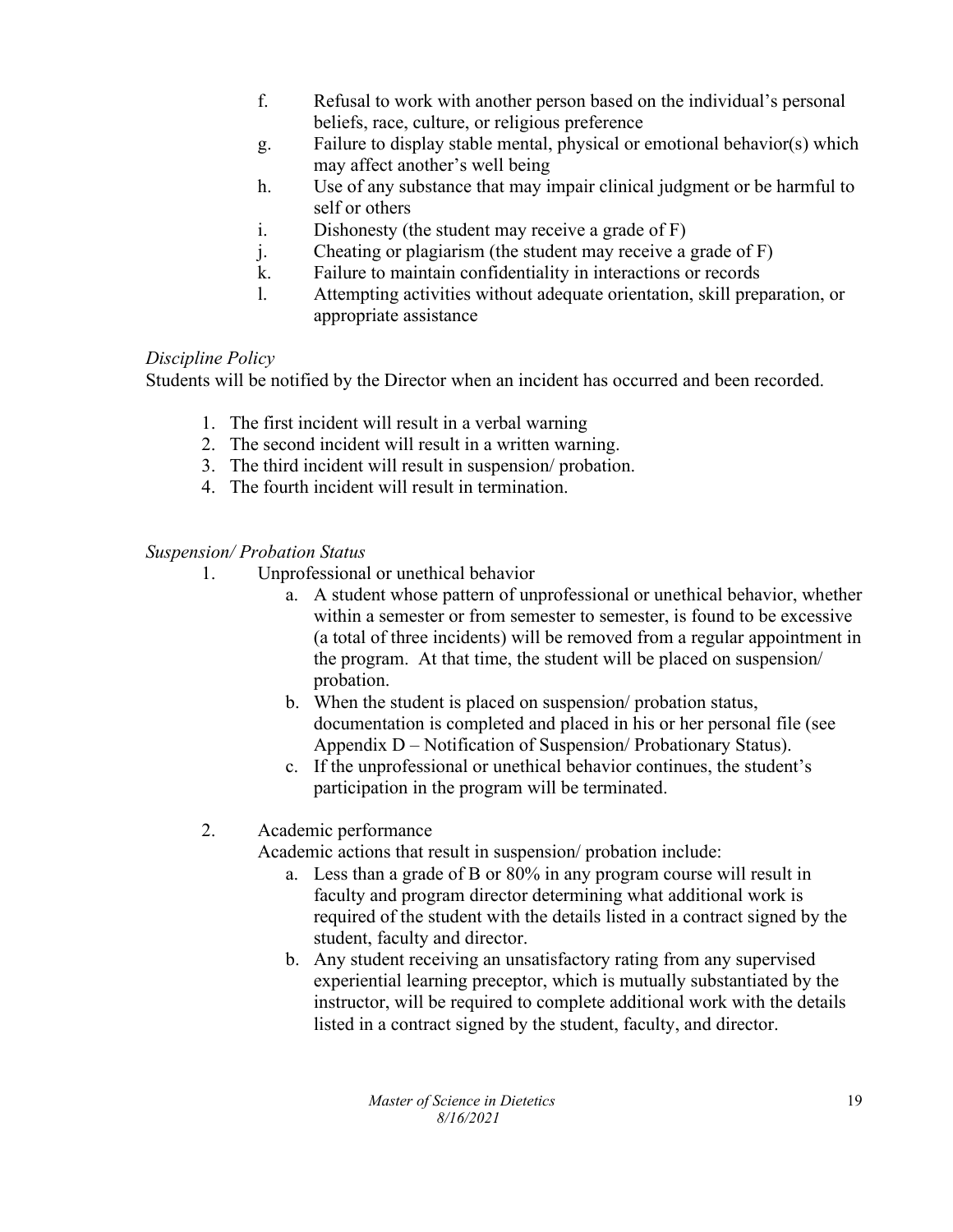f. Refusal to work with another person based on the individual's personal beliefs, race, culture, or religious preference
g. Failure to display stable mental, physical or emotional behavior(s) which may affect another's well being
h. Use of any substance that may impair clinical judgment or be harmful to self or others
i. Dishonesty (the student may receive a grade of F)
j. Cheating or plagiarism (the student may receive a grade of F)
k. Failure to maintain confidentiality in interactions or records
l. Attempting activities without adequate orientation, skill preparation, or appropriate assistance

*Discipline Policy*

Students will be notified by the Director when an incident has occurred and been recorded.

1. The first incident will result in a verbal warning
2. The second incident will result in a written warning.
3. The third incident will result in suspension/ probation.
4. The fourth incident will result in termination.

*Suspension/ Probation Status*

1. Unprofessional or unethical behavior
   a. A student whose pattern of unprofessional or unethical behavior, whether within a semester or from semester to semester, is found to be excessive (a total of three incidents) will be removed from a regular appointment in the program. At that time, the student will be placed on suspension/ probation.
   b. When the student is placed on suspension/ probation status, documentation is completed and placed in his or her personal file (see Appendix D – Notification of Suspension/ Probationary Status).
   c. If the unprofessional or unethical behavior continues, the student's participation in the program will be terminated.

2. Academic performance

   Academic actions that result in suspension/ probation include:
   a. Less than a grade of B or 80% in any program course will result in faculty and program director determining what additional work is required of the student with the details listed in a contract signed by the student, faculty and director.
   b. Any student receiving an unsatisfactory rating from any supervised experiential learning preceptor, which is mutually substantiated by the instructor, will be required to complete additional work with the details listed in a contract signed by the student, faculty, and director.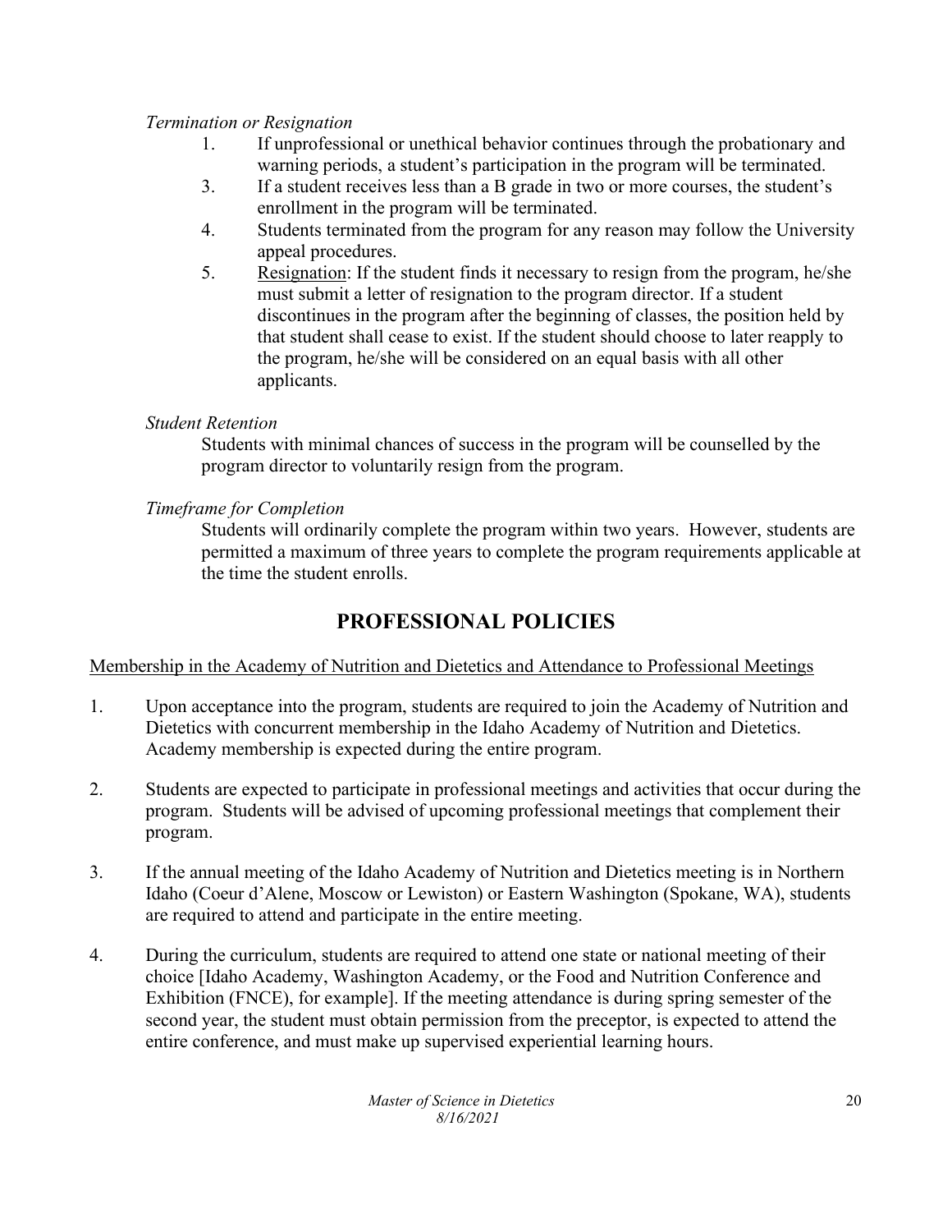*Termination or Resignation*

1. If unprofessional or unethical behavior continues through the probationary and warning periods, a student's participation in the program will be terminated.
3. If a student receives less than a B grade in two or more courses, the student's enrollment in the program will be terminated.
4. Students terminated from the program for any reason may follow the University appeal procedures.
5. <u>Resignation</u>: If the student finds it necessary to resign from the program, he/she must submit a letter of resignation to the program director. If a student discontinues in the program after the beginning of classes, the position held by that student shall cease to exist. If the student should choose to later reapply to the program, he/she will be considered on an equal basis with all other applicants.

*Student Retention*

Students with minimal chances of success in the program will be counselled by the program director to voluntarily resign from the program.

*Timeframe for Completion*

Students will ordinarily complete the program within two years. However, students are permitted a maximum of three years to complete the program requirements applicable at the time the student enrolls.

# PROFESSIONAL POLICIES

<u>Membership in the Academy of Nutrition and Dietetics and Attendance to Professional Meetings</u>

1. Upon acceptance into the program, students are required to join the Academy of Nutrition and Dietetics with concurrent membership in the Idaho Academy of Nutrition and Dietetics. Academy membership is expected during the entire program.

2. Students are expected to participate in professional meetings and activities that occur during the program. Students will be advised of upcoming professional meetings that complement their program.

3. If the annual meeting of the Idaho Academy of Nutrition and Dietetics meeting is in Northern Idaho (Coeur d'Alene, Moscow or Lewiston) or Eastern Washington (Spokane, WA), students are required to attend and participate in the entire meeting.

4. During the curriculum, students are required to attend one state or national meeting of their choice [Idaho Academy, Washington Academy, or the Food and Nutrition Conference and Exhibition (FNCE), for example]. If the meeting attendance is during spring semester of the second year, the student must obtain permission from the preceptor, is expected to attend the entire conference, and must make up supervised experiential learning hours.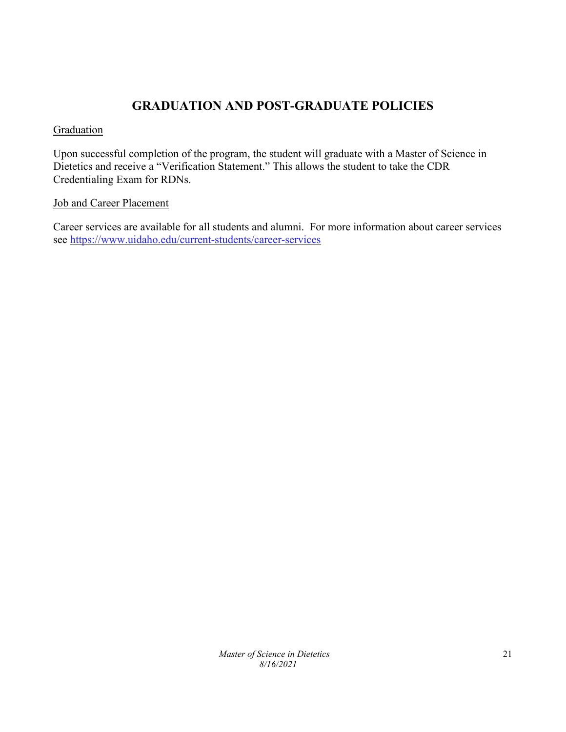# GRADUATION AND POST-GRADUATE POLICIES

## Graduation

Upon successful completion of the program, the student will graduate with a Master of Science in Dietetics and receive a "Verification Statement." This allows the student to take the CDR Credentialing Exam for RDNs.

## Job and Career Placement

Career services are available for all students and alumni. For more information about career services see https://www.uidaho.edu/current-students/career-services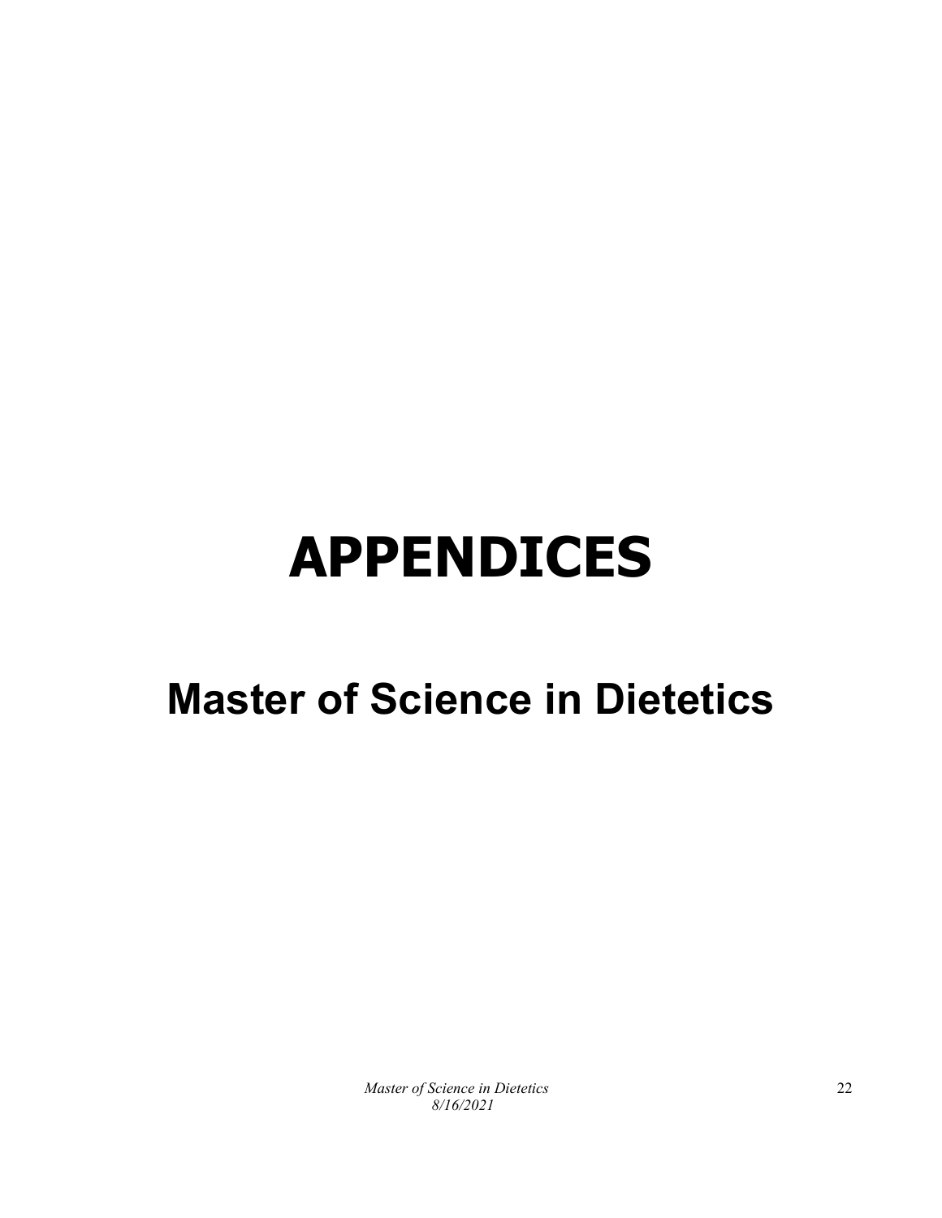# APPENDICES

## Master of Science in Dietetics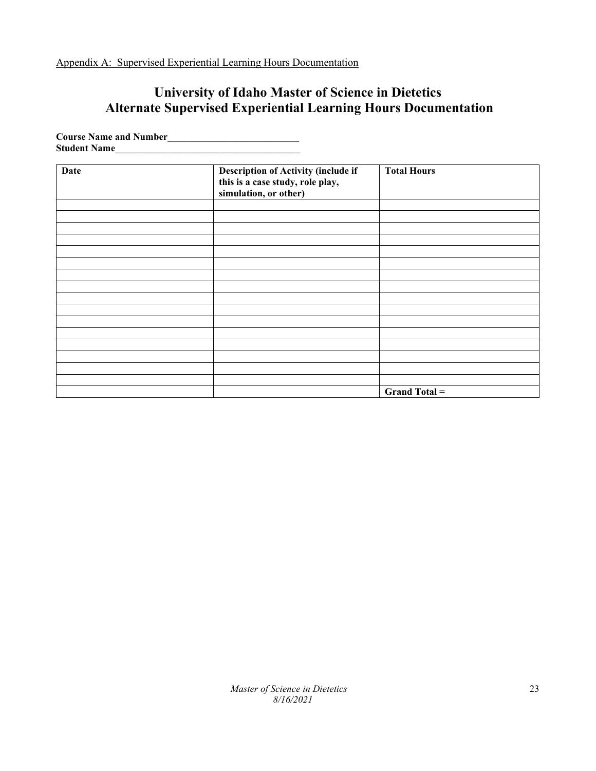Appendix A: Supervised Experiential Learning Hours Documentation

# University of Idaho Master of Science in Dietetics
# Alternate Supervised Experiential Learning Hours Documentation

**Course Name and Number**___________________________
**Student Name**______________________________________

| Date | Description of Activity (include if this is a case study, role play, simulation, or other) | Total Hours |
|---|---|---|
| | | |
| | | |
| | | |
| | | |
| | | |
| | | |
| | | |
| | | |
| | | |
| | | |
| | | |
| | | |
| | | |
| | | |
| | | |
| | | |
| | | **Grand Total =** |

*Master of Science in Dietetics*
*8/16/2021*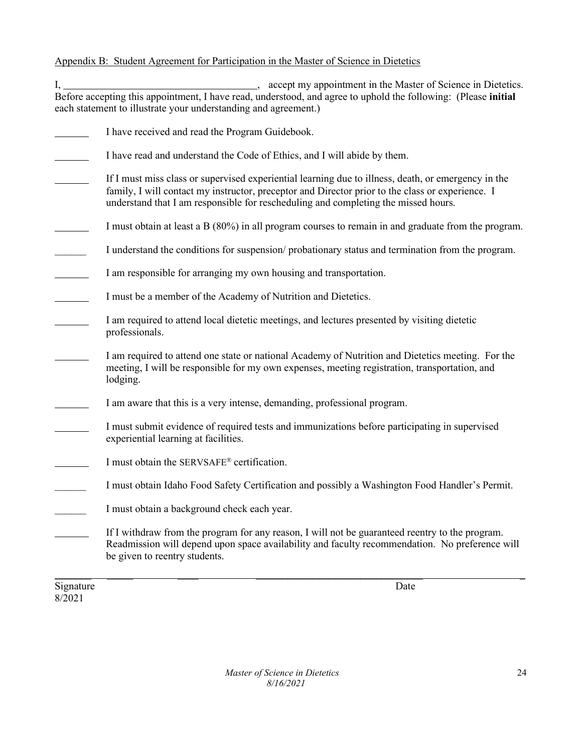Appendix B: Student Agreement for Participation in the Master of Science in Dietetics

I, ____________________________________, accept my appointment in the Master of Science in Dietetics. Before accepting this appointment, I have read, understood, and agree to uphold the following: (Please **initial** each statement to illustrate your understanding and agreement.)

_______ I have received and read the Program Guidebook.

_______ I have read and understand the Code of Ethics, and I will abide by them.

_______ If I must miss class or supervised experiential learning due to illness, death, or emergency in the family, I will contact my instructor, preceptor and Director prior to the class or experience. I understand that I am responsible for rescheduling and completing the missed hours.

_______ I must obtain at least a B (80%) in all program courses to remain in and graduate from the program.

_______ I understand the conditions for suspension/ probationary status and termination from the program.

_______ I am responsible for arranging my own housing and transportation.

_______ I must be a member of the Academy of Nutrition and Dietetics.

_______ I am required to attend local dietetic meetings, and lectures presented by visiting dietetic professionals.

_______ I am required to attend one state or national Academy of Nutrition and Dietetics meeting. For the meeting, I will be responsible for my own expenses, meeting registration, transportation, and lodging.

_______ I am aware that this is a very intense, demanding, professional program.

_______ I must submit evidence of required tests and immunizations before participating in supervised experiential learning at facilities.

_______ I must obtain the SERVSAFE® certification.

_______ I must obtain Idaho Food Safety Certification and possibly a Washington Food Handler's Permit.

_______ I must obtain a background check each year.

_______ If I withdraw from the program for any reason, I will not be guaranteed reentry to the program. Readmission will depend upon space availability and faculty recommendation. No preference will be given to reentry students.

________________________________________________________________________________

Signature                                                                                                        Date

8/2021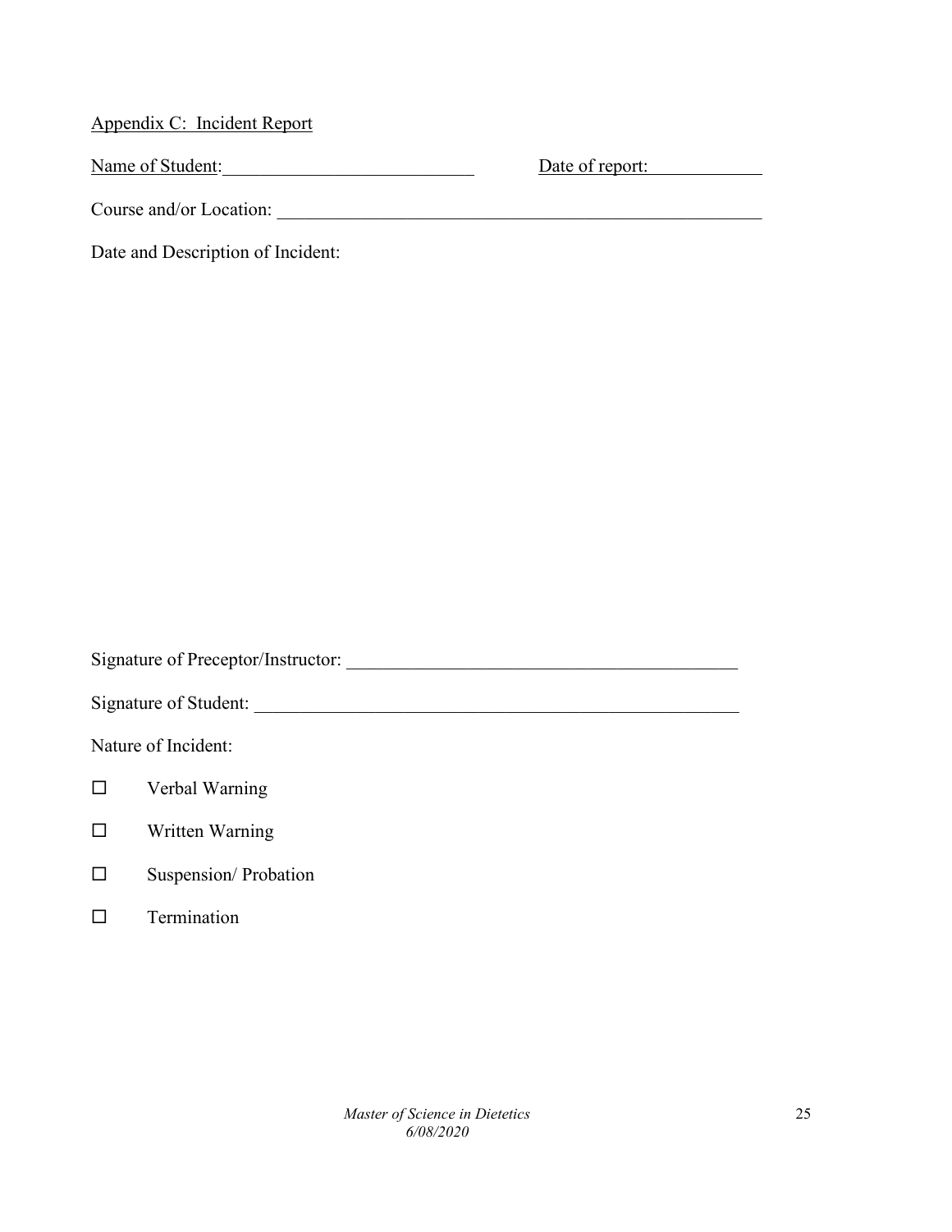Appendix C: Incident Report

Name of Student:___________________________ Date of report:____________

Course and/or Location: ______________________________________________________

Date and Description of Incident:

Signature of Preceptor/Instructor: ___________________________________________

Signature of Student: ______________________________________________________

Nature of Incident:

- ☐ Verbal Warning
- ☐ Written Warning
- ☐ Suspension/ Probation
- ☐ Termination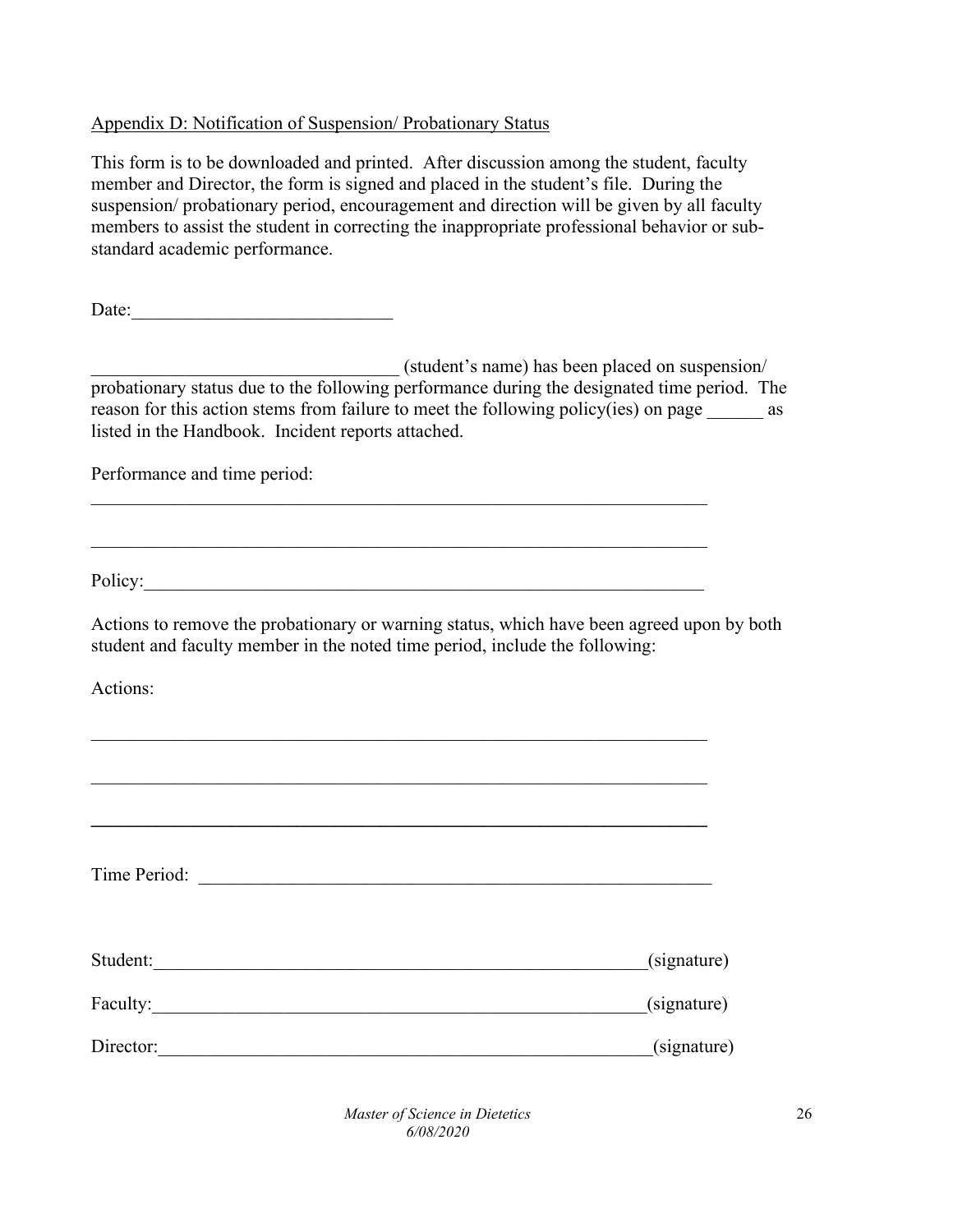Appendix D: Notification of Suspension/ Probationary Status

This form is to be downloaded and printed. After discussion among the student, faculty member and Director, the form is signed and placed in the student's file. During the suspension/ probationary period, encouragement and direction will be given by all faculty members to assist the student in correcting the inappropriate professional behavior or sub-standard academic performance.

Date:____________________________

_________________________________ (student's name) has been placed on suspension/ probationary status due to the following performance during the designated time period. The reason for this action stems from failure to meet the following policy(ies) on page ______ as listed in the Handbook. Incident reports attached.

Performance and time period:

_____________________________________________________________________

_____________________________________________________________________

Policy:_______________________________________________________________

Actions to remove the probationary or warning status, which have been agreed upon by both student and faculty member in the noted time period, include the following:

Actions:

_____________________________________________________________________

_____________________________________________________________________

_____________________________________________________________________

Time Period: _________________________________________________________

Student:_______________________________________________________(signature)

Faculty:_______________________________________________________(signature)

Director:______________________________________________________(signature)

*Master of Science in Dietetics*
*6/08/2020*